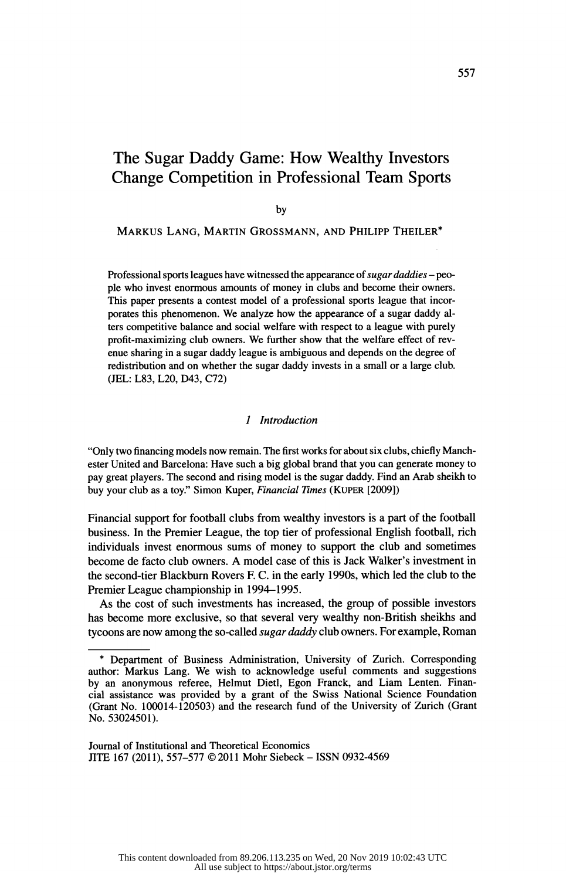# The Sugar Daddy Game: How Wealthy Investors Change Competition in Professional Team Sports

by

MARKUS LANG, MARTIN GROSSMANN, AND PHILIPP THEILER*

Professional sports leagues have witnessed the appearance of *sugar daddies* – people who invest enormous amounts of money in clubs and become their owners. This paper presents a contest model of a professional sports league that incorporates this phenomenon. We analyze how the appearance of a sugar daddy alters competitive balance and social welfare with respect to a league with purely profit-maximizing club owners. We further show that the welfare effect of revenue sharing in a sugar daddy league is ambiguous and depends on the degree of redistribution and on whether the sugar daddy invests in a small or a large club. (JEL: L83, L20, D43, C72)

## 1 Introduction

"Only two financing models now remain. The first works for about six clubs, chiefly Manchester United and Barcelona: Have such a big global brand that you can generate money to pay great players. The second and rising model is the sugar daddy. Find an Arab sheikh to buy your club as a toy." Simon Kuper, *Financial Times* (KUPER [2009])

Financial support for football clubs from wealthy investors is a part of the football business. In the Premier League, the top tier of professional English football, rich individuals invest enormous sums of money to support the club and sometimes become de facto club owners. A model case of this is Jack Walker's investment in the second-tier Blackburn Rovers F. C. in the early 1990s, which led the club to the Premier League championship in 1994–1995.

As the cost of such investments has increased, the group of possible investors has become more exclusive, so that several very wealthy non-British sheikhs and tycoons are now among the so-called *sugar daddy* club owners. For example, Roman

---

* Department of Business Administration, University of Zurich. Corresponding author: Markus Lang. We wish to acknowledge useful comments and suggestions by an anonymous referee, Helmut Dietl, Egon Franck, and Liam Lenten. Financial assistance was provided by a grant of the Swiss National Science Foundation (Grant No. 100014-120503) and the research fund of the University of Zurich (Grant No. 53024501).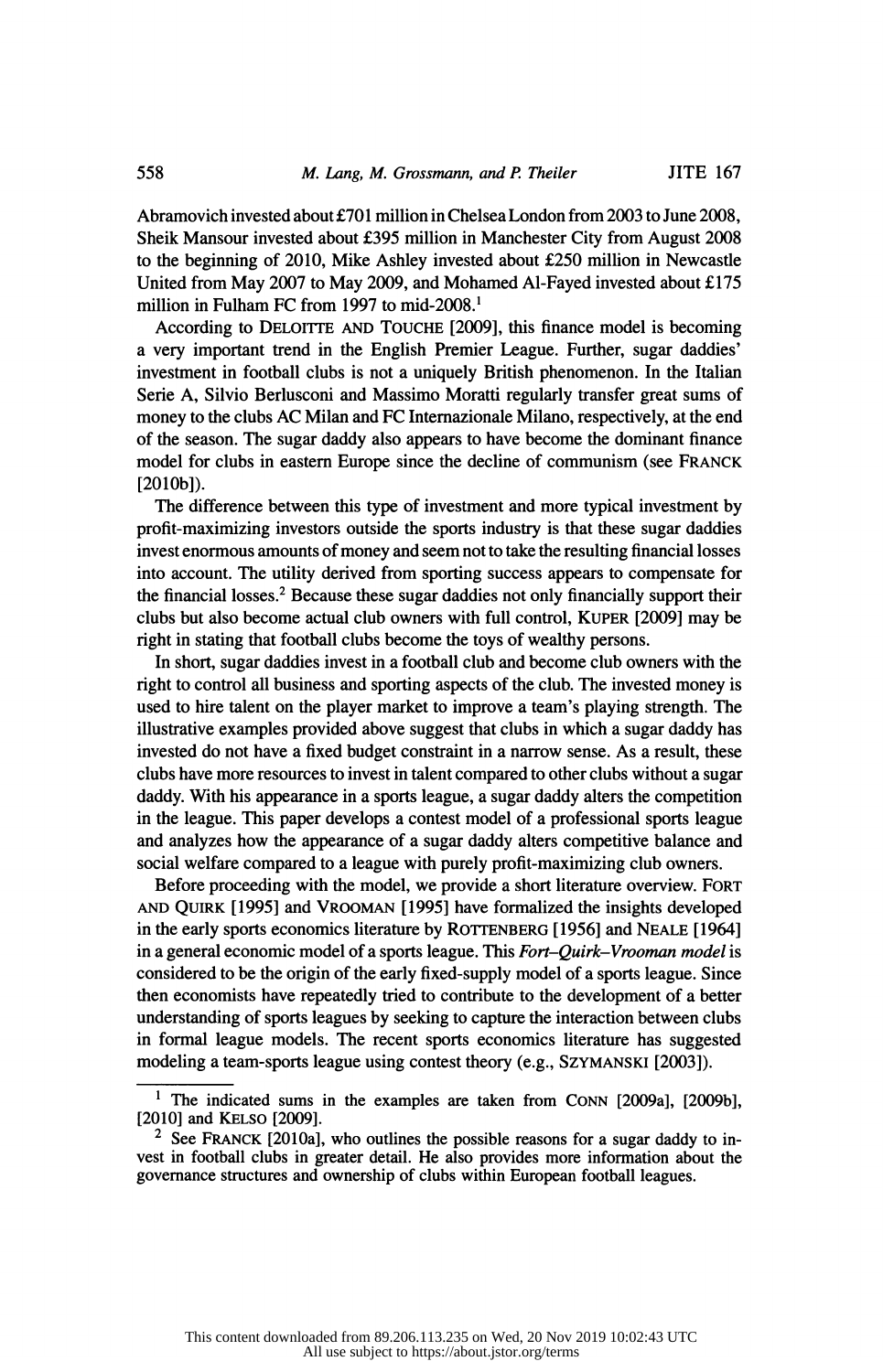Abramovich invested about £701 million in Chelsea London from 2003 to June 2008, Sheik Mansour invested about £395 million in Manchester City from August 2008 to the beginning of 2010, Mike Ashley invested about £250 million in Newcastle United from May 2007 to May 2009, and Mohamed Al-Fayed invested about £175 million in Fulham FC from 1997 to mid-2008.[1]

According to Deloitte and Touche [2009], this finance model is becoming a very important trend in the English Premier League. Further, sugar daddies' investment in football clubs is not a uniquely British phenomenon. In the Italian Serie A, Silvio Berlusconi and Massimo Moratti regularly transfer great sums of money to the clubs AC Milan and FC Internazionale Milano, respectively, at the end of the season. The sugar daddy also appears to have become the dominant finance model for clubs in eastern Europe since the decline of communism (see Franck [2010b]).

The difference between this type of investment and more typical investment by profit-maximizing investors outside the sports industry is that these sugar daddies invest enormous amounts of money and seem not to take the resulting financial losses into account. The utility derived from sporting success appears to compensate for the financial losses.[2] Because these sugar daddies not only financially support their clubs but also become actual club owners with full control, Kuper [2009] may be right in stating that football clubs become the toys of wealthy persons.

In short, sugar daddies invest in a football club and become club owners with the right to control all business and sporting aspects of the club. The invested money is used to hire talent on the player market to improve a team's playing strength. The illustrative examples provided above suggest that clubs in which a sugar daddy has invested do not have a fixed budget constraint in a narrow sense. As a result, these clubs have more resources to invest in talent compared to other clubs without a sugar daddy. With his appearance in a sports league, a sugar daddy alters the competition in the league. This paper develops a contest model of a professional sports league and analyzes how the appearance of a sugar daddy alters competitive balance and social welfare compared to a league with purely profit-maximizing club owners.

Before proceeding with the model, we provide a short literature overview. Fort and Quirk [1995] and Vrooman [1995] have formalized the insights developed in the early sports economics literature by Rottenberg [1956] and Neale [1964] in a general economic model of a sports league. This *Fort–Quirk–Vrooman model* is considered to be the origin of the early fixed-supply model of a sports league. Since then economists have repeatedly tried to contribute to the development of a better understanding of sports leagues by seeking to capture the interaction between clubs in formal league models. The recent sports economics literature has suggested modeling a team-sports league using contest theory (e.g., Szymanski [2003]).

---

[1] The indicated sums in the examples are taken from Conn [2009a], [2009b], [2010] and Kelso [2009].

[2] See Franck [2010a], who outlines the possible reasons for a sugar daddy to invest in football clubs in greater detail. He also provides more information about the governance structures and ownership of clubs within European football leagues.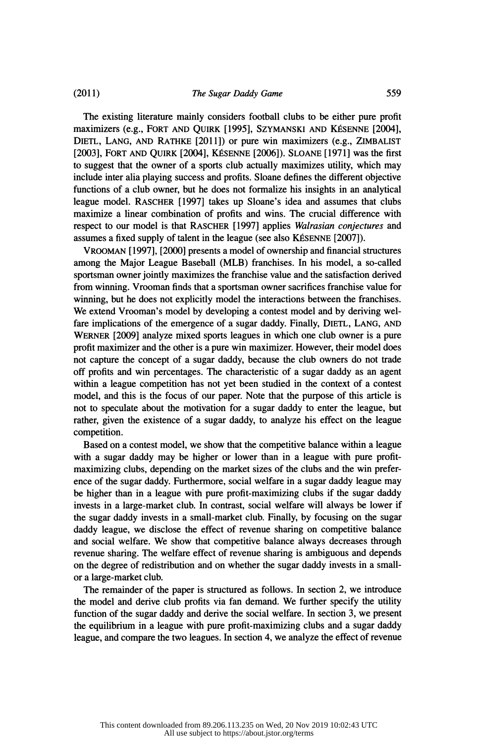The existing literature mainly considers football clubs to be either pure profit maximizers (e.g., FORT AND QUIRK [1995], SZYMANSKI AND KÉSENNE [2004], DIETL, LANG, AND RATHKE [2011]) or pure win maximizers (e.g., ZIMBALIST [2003], FORT AND QUIRK [2004], KÉSENNE [2006]). SLOANE [1971] was the first to suggest that the owner of a sports club actually maximizes utility, which may include inter alia playing success and profits. Sloane defines the different objective functions of a club owner, but he does not formalize his insights in an analytical league model. RASCHER [1997] takes up Sloane's idea and assumes that clubs maximize a linear combination of profits and wins. The crucial difference with respect to our model is that RASCHER [1997] applies *Walrasian conjectures* and assumes a fixed supply of talent in the league (see also KÉSENNE [2007]).

VROOMAN [1997], [2000] presents a model of ownership and financial structures among the Major League Baseball (MLB) franchises. In his model, a so-called sportsman owner jointly maximizes the franchise value and the satisfaction derived from winning. Vrooman finds that a sportsman owner sacrifices franchise value for winning, but he does not explicitly model the interactions between the franchises. We extend Vrooman's model by developing a contest model and by deriving welfare implications of the emergence of a sugar daddy. Finally, DIETL, LANG, AND WERNER [2009] analyze mixed sports leagues in which one club owner is a pure profit maximizer and the other is a pure win maximizer. However, their model does not capture the concept of a sugar daddy, because the club owners do not trade off profits and win percentages. The characteristic of a sugar daddy as an agent within a league competition has not yet been studied in the context of a contest model, and this is the focus of our paper. Note that the purpose of this article is not to speculate about the motivation for a sugar daddy to enter the league, but rather, given the existence of a sugar daddy, to analyze his effect on the league competition.

Based on a contest model, we show that the competitive balance within a league with a sugar daddy may be higher or lower than in a league with pure profit-maximizing clubs, depending on the market sizes of the clubs and the win preference of the sugar daddy. Furthermore, social welfare in a sugar daddy league may be higher than in a league with pure profit-maximizing clubs if the sugar daddy invests in a large-market club. In contrast, social welfare will always be lower if the sugar daddy invests in a small-market club. Finally, by focusing on the sugar daddy league, we disclose the effect of revenue sharing on competitive balance and social welfare. We show that competitive balance always decreases through revenue sharing. The welfare effect of revenue sharing is ambiguous and depends on the degree of redistribution and on whether the sugar daddy invests in a small- or a large-market club.

The remainder of the paper is structured as follows. In section 2, we introduce the model and derive club profits via fan demand. We further specify the utility function of the sugar daddy and derive the social welfare. In section 3, we present the equilibrium in a league with pure profit-maximizing clubs and a sugar daddy league, and compare the two leagues. In section 4, we analyze the effect of revenue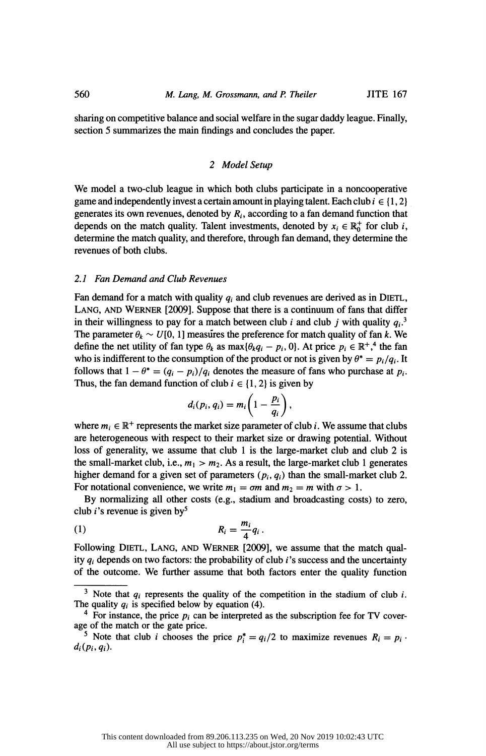sharing on competitive balance and social welfare in the sugar daddy league. Finally, section 5 summarizes the main findings and concludes the paper.

## 2 Model Setup

We model a two-club league in which both clubs participate in a noncooperative game and independently invest a certain amount in playing talent. Each club $i \in \{1, 2\}$ generates its own revenues, denoted by $R_i$, according to a fan demand function that depends on the match quality. Talent investments, denoted by $x_i \in \mathbb{R}_0^+$ for club $i$, determine the match quality, and therefore, through fan demand, they determine the revenues of both clubs.

### 2.1 Fan Demand and Club Revenues

Fan demand for a match with quality $q_i$ and club revenues are derived as in DIETL, LANG, AND WERNER [2009]. Suppose that there is a continuum of fans that differ in their willingness to pay for a match between club $i$ and club $j$ with quality $q_i$.[3] The parameter $\theta_k \sim U[0, 1]$ measures the preference for match quality of fan $k$. We define the net utility of fan type $\theta_k$ as $\max\{\theta_k q_i - p_i, 0\}$. At price $p_i \in \mathbb{R}^+$,[4] the fan who is indifferent to the consumption of the product or not is given by $\theta^* = p_i/q_i$. It follows that $1 - \theta^* = (q_i - p_i)/q_i$ denotes the measure of fans who purchase at $p_i$. Thus, the fan demand function of club $i \in \{1, 2\}$ is given by

$$d_i(p_i, q_i) = m_i\left(1 - \frac{p_i}{q_i}\right),$$

where $m_i \in \mathbb{R}^+$ represents the market size parameter of club $i$. We assume that clubs are heterogeneous with respect to their market size or drawing potential. Without loss of generality, we assume that club 1 is the large-market club and club 2 is the small-market club, i.e., $m_1 > m_2$. As a result, the large-market club 1 generates higher demand for a given set of parameters $(p_i, q_i)$ than the small-market club 2. For notational convenience, we write $m_1 = \sigma m$ and $m_2 = m$ with $\sigma > 1$.

By normalizing all other costs (e.g., stadium and broadcasting costs) to zero, club $i$'s revenue is given by[5]

$$R_i = \frac{m_i}{4} q_i \,. \tag{1}$$

Following DIETL, LANG, AND WERNER [2009], we assume that the match quality $q_i$ depends on two factors: the probability of club $i$'s success and the uncertainty of the outcome. We further assume that both factors enter the quality function

---

[3] Note that $q_i$ represents the quality of the competition in the stadium of club $i$. The quality $q_i$ is specified below by equation (4).

[4] For instance, the price $p_i$ can be interpreted as the subscription fee for TV coverage of the match or the gate price.

[5] Note that club $i$ chooses the price $p_i^* = q_i/2$ to maximize revenues $R_i = p_i \cdot d_i(p_i, q_i)$.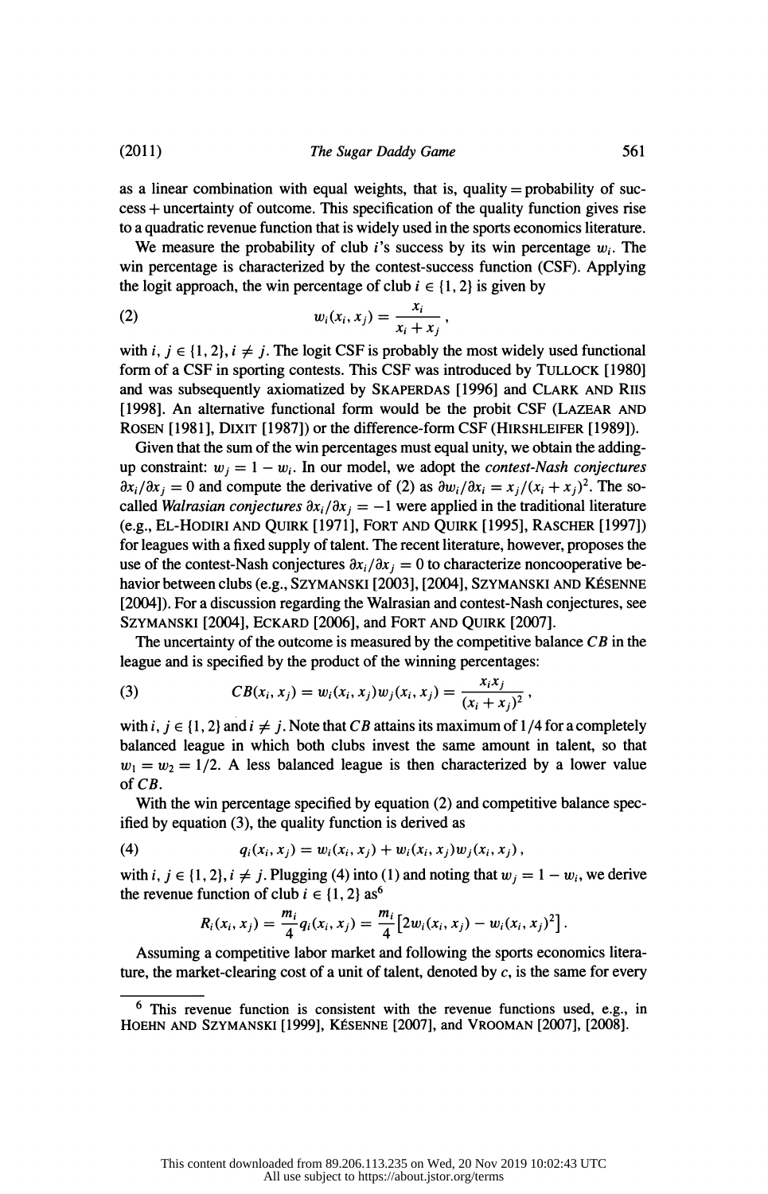as a linear combination with equal weights, that is, quality = probability of success + uncertainty of outcome. This specification of the quality function gives rise to a quadratic revenue function that is widely used in the sports economics literature.

We measure the probability of club $i$'s success by its win percentage $w_i$. The win percentage is characterized by the contest-success function (CSF). Applying the logit approach, the win percentage of club $i \in \{1, 2\}$ is given by

$$w_i(x_i, x_j) = \frac{x_i}{x_i + x_j}, \tag{2}$$

with $i, j \in \{1, 2\}, i \neq j$. The logit CSF is probably the most widely used functional form of a CSF in sporting contests. This CSF was introduced by TULLOCK [1980] and was subsequently axiomatized by SKAPERDAS [1996] and CLARK AND RIIS [1998]. An alternative functional form would be the probit CSF (LAZEAR AND ROSEN [1981], DIXIT [1987]) or the difference-form CSF (HIRSHLEIFER [1989]).

Given that the sum of the win percentages must equal unity, we obtain the adding-up constraint: $w_j = 1 - w_i$. In our model, we adopt the *contest-Nash conjectures* $\partial x_i/\partial x_j = 0$ and compute the derivative of (2) as $\partial w_i/\partial x_i = x_j/(x_i + x_j)^2$. The so-called *Walrasian conjectures* $\partial x_i/\partial x_j = -1$ were applied in the traditional literature (e.g., EL-HODIRI AND QUIRK [1971], FORT AND QUIRK [1995], RASCHER [1997]) for leagues with a fixed supply of talent. The recent literature, however, proposes the use of the contest-Nash conjectures $\partial x_i/\partial x_j = 0$ to characterize noncooperative behavior between clubs (e.g., SZYMANSKI [2003], [2004], SZYMANSKI AND KÉSENNE [2004]). For a discussion regarding the Walrasian and contest-Nash conjectures, see SZYMANSKI [2004], ECKARD [2006], and FORT AND QUIRK [2007].

The uncertainty of the outcome is measured by the competitive balance $CB$ in the league and is specified by the product of the winning percentages:

$$CB(x_i, x_j) = w_i(x_i, x_j)w_j(x_i, x_j) = \frac{x_i x_j}{(x_i + x_j)^2}, \tag{3}$$

with $i, j \in \{1, 2\}$ and $i \neq j$. Note that $CB$ attains its maximum of $1/4$ for a completely balanced league in which both clubs invest the same amount in talent, so that $w_1 = w_2 = 1/2$. A less balanced league is then characterized by a lower value of $CB$.

With the win percentage specified by equation (2) and competitive balance specified by equation (3), the quality function is derived as

$$q_i(x_i, x_j) = w_i(x_i, x_j) + w_i(x_i, x_j)w_j(x_i, x_j), \tag{4}$$

with $i, j \in \{1, 2\}, i \neq j$. Plugging (4) into (1) and noting that $w_j = 1 - w_i$, we derive the revenue function of club $i \in \{1, 2\}$ as[6]

$$R_i(x_i, x_j) = \frac{m_i}{4} q_i(x_i, x_j) = \frac{m_i}{4}\left[2w_i(x_i, x_j) - w_i(x_i, x_j)^2\right].$$

Assuming a competitive labor market and following the sports economics literature, the market-clearing cost of a unit of talent, denoted by $c$, is the same for every

[6] This revenue function is consistent with the revenue functions used, e.g., in HOEHN AND SZYMANSKI [1999], KÉSENNE [2007], and VROOMAN [2007], [2008].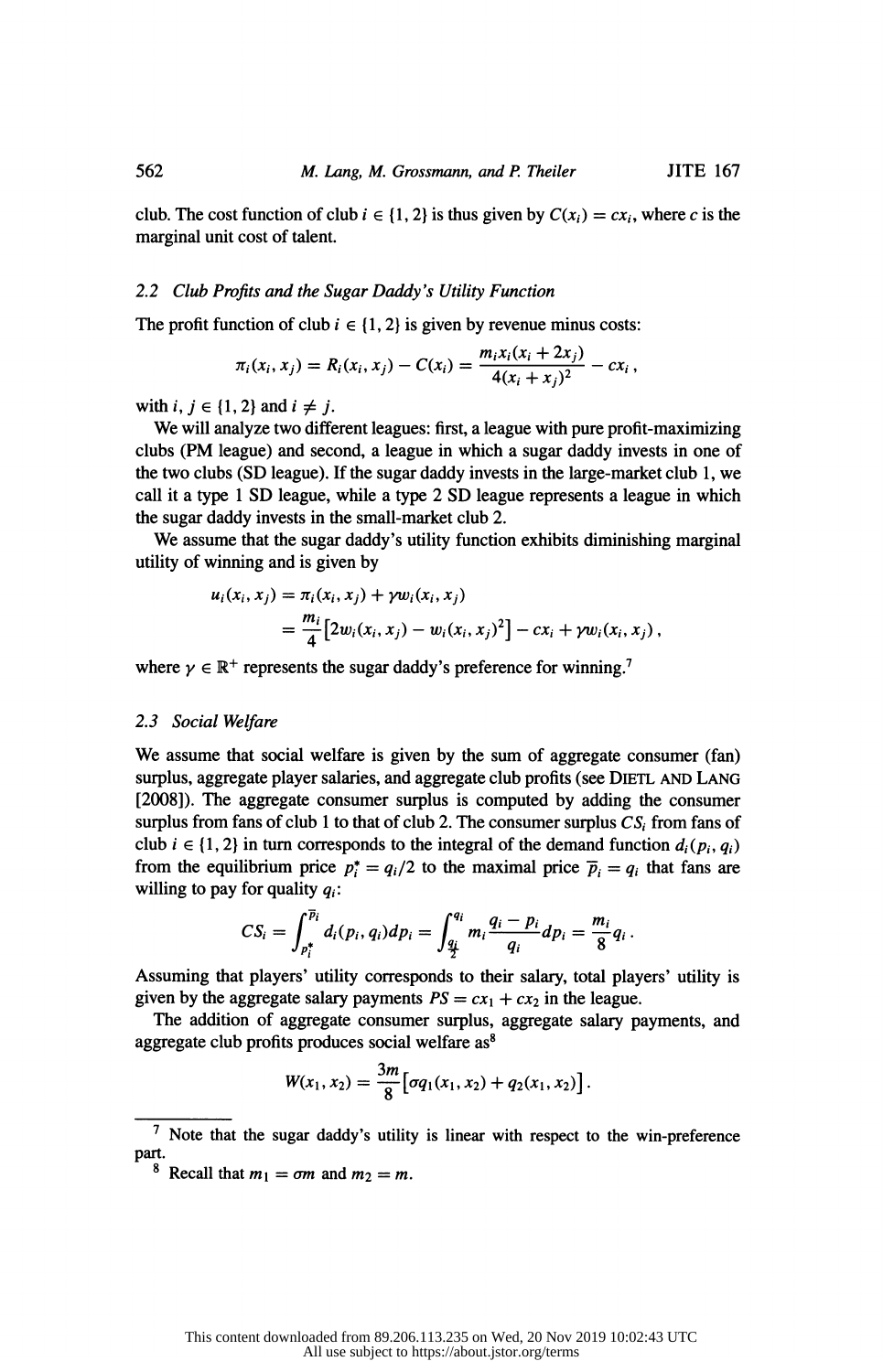club. The cost function of club $i \in \{1, 2\}$ is thus given by $C(x_i) = cx_i$, where $c$ is the marginal unit cost of talent.

### 2.2 Club Profits and the Sugar Daddy's Utility Function

The profit function of club $i \in \{1, 2\}$ is given by revenue minus costs:

$$\pi_i(x_i, x_j) = R_i(x_i, x_j) - C(x_i) = \frac{m_i x_i (x_i + 2x_j)}{4(x_i + x_j)^2} - cx_i \,,$$

with $i, j \in \{1, 2\}$ and $i \neq j$.

We will analyze two different leagues: first, a league with pure profit-maximizing clubs (PM league) and second, a league in which a sugar daddy invests in one of the two clubs (SD league). If the sugar daddy invests in the large-market club 1, we call it a type 1 SD league, while a type 2 SD league represents a league in which the sugar daddy invests in the small-market club 2.

We assume that the sugar daddy's utility function exhibits diminishing marginal utility of winning and is given by

$$\begin{aligned} u_i(x_i, x_j) &= \pi_i(x_i, x_j) + \gamma w_i(x_i, x_j) \\ &= \frac{m_i}{4}\left[2w_i(x_i, x_j) - w_i(x_i, x_j)^2\right] - cx_i + \gamma w_i(x_i, x_j) \,, \end{aligned}$$

where $\gamma \in \mathbb{R}^+$ represents the sugar daddy's preference for winning.[7]

### 2.3 Social Welfare

We assume that social welfare is given by the sum of aggregate consumer (fan) surplus, aggregate player salaries, and aggregate club profits (see Dietl and Lang [2008]). The aggregate consumer surplus is computed by adding the consumer surplus from fans of club 1 to that of club 2. The consumer surplus $CS_i$ from fans of club $i \in \{1, 2\}$ in turn corresponds to the integral of the demand function $d_i(p_i, q_i)$ from the equilibrium price $p_i^* = q_i/2$ to the maximal price $\overline{p}_i = q_i$ that fans are willing to pay for quality $q_i$:

$$CS_i = \int_{p_i^*}^{\overline{p}_i} d_i(p_i, q_i) dp_i = \int_{\frac{q_i}{2}}^{q_i} m_i \frac{q_i - p_i}{q_i} dp_i = \frac{m_i}{8} q_i \,.$$

Assuming that players' utility corresponds to their salary, total players' utility is given by the aggregate salary payments $PS = cx_1 + cx_2$ in the league.

The addition of aggregate consumer surplus, aggregate salary payments, and aggregate club profits produces social welfare as[8]

$$W(x_1, x_2) = \frac{3m}{8}\left[\sigma q_1(x_1, x_2) + q_2(x_1, x_2)\right].$$

---

[7] Note that the sugar daddy's utility is linear with respect to the win-preference part.

[8] Recall that $m_1 = \sigma m$ and $m_2 = m$.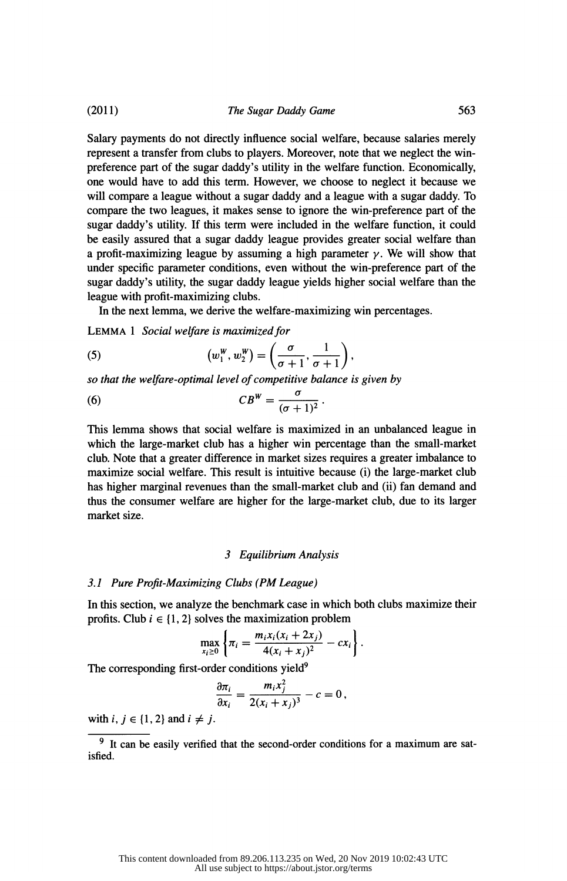Salary payments do not directly influence social welfare, because salaries merely represent a transfer from clubs to players. Moreover, note that we neglect the win-preference part of the sugar daddy's utility in the welfare function. Economically, one would have to add this term. However, we choose to neglect it because we will compare a league without a sugar daddy and a league with a sugar daddy. To compare the two leagues, it makes sense to ignore the win-preference part of the sugar daddy's utility. If this term were included in the welfare function, it could be easily assured that a sugar daddy league provides greater social welfare than a profit-maximizing league by assuming a high parameter $\gamma$. We will show that under specific parameter conditions, even without the win-preference part of the sugar daddy's utility, the sugar daddy league yields higher social welfare than the league with profit-maximizing clubs.

In the next lemma, we derive the welfare-maximizing win percentages.

LEMMA 1 *Social welfare is maximized for*

$$\left(w_1^W, w_2^W\right) = \left(\frac{\sigma}{\sigma+1}, \frac{1}{\sigma+1}\right), \tag{5}$$

*so that the welfare-optimal level of competitive balance is given by*

$$CB^W = \frac{\sigma}{(\sigma+1)^2}. \tag{6}$$

This lemma shows that social welfare is maximized in an unbalanced league in which the large-market club has a higher win percentage than the small-market club. Note that a greater difference in market sizes requires a greater imbalance to maximize social welfare. This result is intuitive because (i) the large-market club has higher marginal revenues than the small-market club and (ii) fan demand and thus the consumer welfare are higher for the large-market club, due to its larger market size.

## 3 Equilibrium Analysis

### 3.1 Pure Profit-Maximizing Clubs (PM League)

In this section, we analyze the benchmark case in which both clubs maximize their profits. Club $i \in \{1, 2\}$ solves the maximization problem

$$\max_{x_i \geq 0} \left\{ \pi_i = \frac{m_i x_i (x_i + 2x_j)}{4(x_i + x_j)^2} - c x_i \right\}.$$

The corresponding first-order conditions yield[9]

$$\frac{\partial \pi_i}{\partial x_i} = \frac{m_i x_j^2}{2(x_i + x_j)^3} - c = 0,$$

with $i, j \in \{1, 2\}$ and $i \neq j$.

[9] It can be easily verified that the second-order conditions for a maximum are satisfied.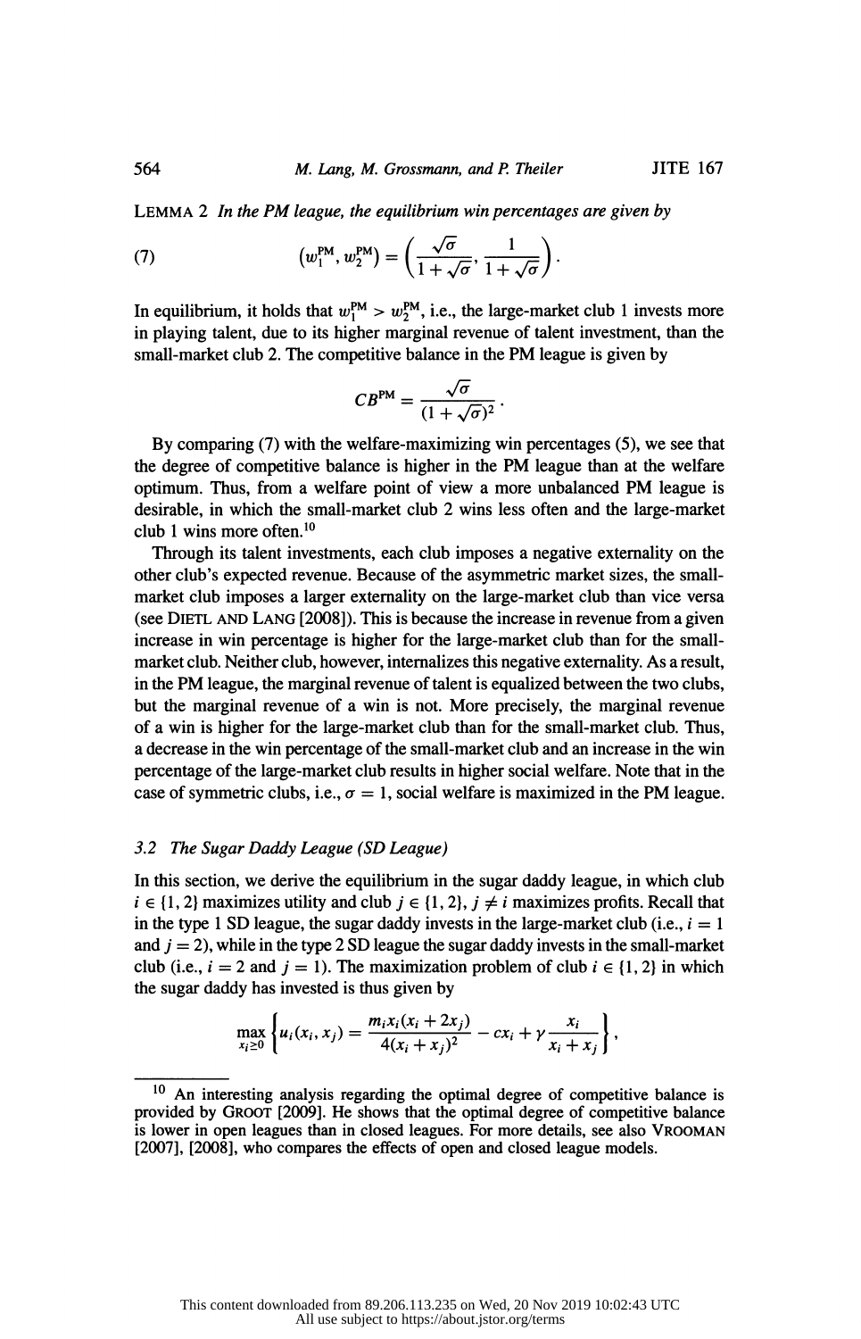LEMMA 2 *In the PM league, the equilibrium win percentages are given by*

$$(7) \qquad (w_1^{\text{PM}}, w_2^{\text{PM}}) = \left( \frac{\sqrt{\sigma}}{1+\sqrt{\sigma}}, \frac{1}{1+\sqrt{\sigma}} \right).$$

In equilibrium, it holds that $w_1^{\text{PM}} > w_2^{\text{PM}}$, i.e., the large-market club 1 invests more in playing talent, due to its higher marginal revenue of talent investment, than the small-market club 2. The competitive balance in the PM league is given by

$$CB^{\text{PM}} = \frac{\sqrt{\sigma}}{(1+\sqrt{\sigma})^2}.$$

By comparing (7) with the welfare-maximizing win percentages (5), we see that the degree of competitive balance is higher in the PM league than at the welfare optimum. Thus, from a welfare point of view a more unbalanced PM league is desirable, in which the small-market club 2 wins less often and the large-market club 1 wins more often.[10]

Through its talent investments, each club imposes a negative externality on the other club's expected revenue. Because of the asymmetric market sizes, the small-market club imposes a larger externality on the large-market club than vice versa (see DIETL AND LANG [2008]). This is because the increase in revenue from a given increase in win percentage is higher for the large-market club than for the small-market club. Neither club, however, internalizes this negative externality. As a result, in the PM league, the marginal revenue of talent is equalized between the two clubs, but the marginal revenue of a win is not. More precisely, the marginal revenue of a win is higher for the large-market club than for the small-market club. Thus, a decrease in the win percentage of the small-market club and an increase in the win percentage of the large-market club results in higher social welfare. Note that in the case of symmetric clubs, i.e., $\sigma = 1$, social welfare is maximized in the PM league.

### 3.2 The Sugar Daddy League (SD League)

In this section, we derive the equilibrium in the sugar daddy league, in which club $i \in \{1, 2\}$ maximizes utility and club $j \in \{1, 2\}$, $j \neq i$ maximizes profits. Recall that in the type 1 SD league, the sugar daddy invests in the large-market club (i.e., $i = 1$ and $j = 2$), while in the type 2 SD league the sugar daddy invests in the small-market club (i.e., $i = 2$ and $j = 1$). The maximization problem of club $i \in \{1, 2\}$ in which the sugar daddy has invested is thus given by

$$\max_{x_i \geq 0} \left\{ u_i(x_i, x_j) = \frac{m_i x_i (x_i + 2x_j)}{4(x_i + x_j)^2} - c x_i + \gamma \frac{x_i}{x_i + x_j} \right\},$$

---

[10] An interesting analysis regarding the optimal degree of competitive balance is provided by GROOT [2009]. He shows that the optimal degree of competitive balance is lower in open leagues than in closed leagues. For more details, see also VROOMAN [2007], [2008], who compares the effects of open and closed league models.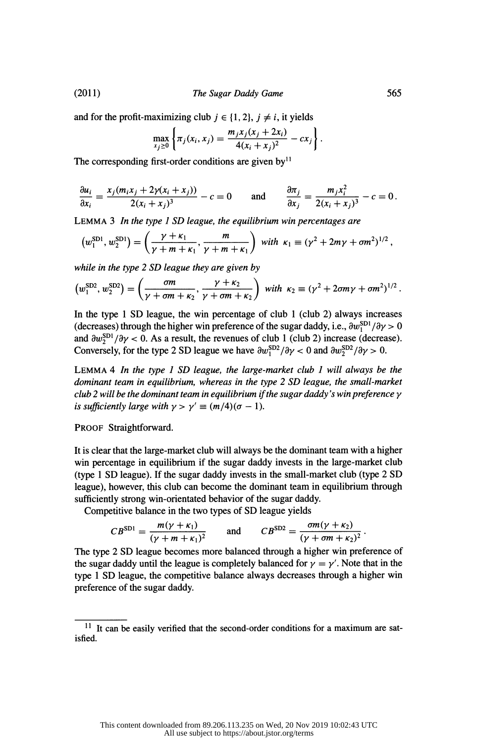and for the profit-maximizing club $j \in \{1, 2\}$, $j \neq i$, it yields

$$\max_{x_j \geq 0} \left\{ \pi_j(x_i, x_j) = \frac{m_j x_j (x_j + 2x_i)}{4(x_i + x_j)^2} - c x_j \right\}.$$

The corresponding first-order conditions are given by[11]

$$\frac{\partial u_i}{\partial x_i} = \frac{x_j(m_i x_j + 2\gamma(x_i + x_j))}{2(x_i + x_j)^3} - c = 0 \qquad \text{and} \qquad \frac{\partial \pi_j}{\partial x_j} = \frac{m_j x_i^2}{2(x_i + x_j)^3} - c = 0\,.$$

LEMMA 3 *In the type 1 SD league, the equilibrium win percentages are*

$$\left(w_1^{\text{SD1}}, w_2^{\text{SD1}}\right) = \left(\frac{\gamma + \kappa_1}{\gamma + m + \kappa_1}, \frac{m}{\gamma + m + \kappa_1}\right) \text{ with } \kappa_1 \equiv (\gamma^2 + 2m\gamma + \sigma m^2)^{1/2},$$

*while in the type 2 SD league they are given by*

$$\left(w_1^{\text{SD2}}, w_2^{\text{SD2}}\right) = \left(\frac{\sigma m}{\gamma + \sigma m + \kappa_2}, \frac{\gamma + \kappa_2}{\gamma + \sigma m + \kappa_2}\right) \text{ with } \kappa_2 \equiv (\gamma^2 + 2\sigma m\gamma + \sigma m^2)^{1/2}.$$

In the type 1 SD league, the win percentage of club 1 (club 2) always increases (decreases) through the higher win preference of the sugar daddy, i.e., $\partial w_1^{\text{SD1}}/\partial\gamma > 0$ and $\partial w_2^{\text{SD1}}/\partial\gamma < 0$. As a result, the revenues of club 1 (club 2) increase (decrease). Conversely, for the type 2 SD league we have $\partial w_1^{\text{SD2}}/\partial\gamma < 0$ and $\partial w_2^{\text{SD2}}/\partial\gamma > 0$.

LEMMA 4 *In the type 1 SD league, the large-market club 1 will always be the dominant team in equilibrium, whereas in the type 2 SD league, the small-market club 2 will be the dominant team in equilibrium if the sugar daddy's win preference $\gamma$ is sufficiently large with $\gamma > \gamma' \equiv (m/4)(\sigma - 1)$.*

PROOF Straightforward.

It is clear that the large-market club will always be the dominant team with a higher win percentage in equilibrium if the sugar daddy invests in the large-market club (type 1 SD league). If the sugar daddy invests in the small-market club (type 2 SD league), however, this club can become the dominant team in equilibrium through sufficiently strong win-orientated behavior of the sugar daddy.

Competitive balance in the two types of SD league yields

$$CB^{\text{SD1}} = \frac{m(\gamma + \kappa_1)}{(\gamma + m + \kappa_1)^2} \qquad \text{and} \qquad CB^{\text{SD2}} = \frac{\sigma m(\gamma + \kappa_2)}{(\gamma + \sigma m + \kappa_2)^2}\,.$$

The type 2 SD league becomes more balanced through a higher win preference of the sugar daddy until the league is completely balanced for $\gamma = \gamma'$. Note that in the type 1 SD league, the competitive balance always decreases through a higher win preference of the sugar daddy.

[11] It can be easily verified that the second-order conditions for a maximum are satisfied.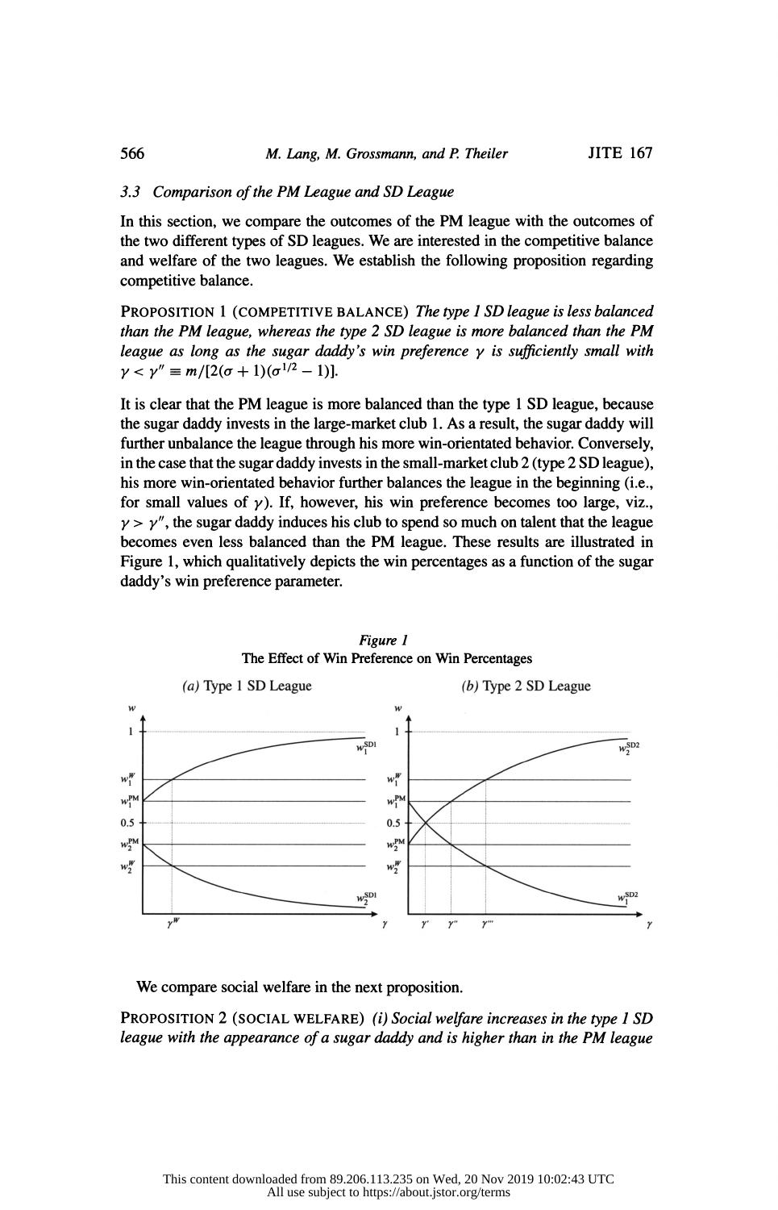### 3.3 Comparison of the PM League and SD League

In this section, we compare the outcomes of the PM league with the outcomes of the two different types of SD leagues. We are interested in the competitive balance and welfare of the two leagues. We establish the following proposition regarding competitive balance.

PROPOSITION 1 (COMPETITIVE BALANCE) *The type 1 SD league is less balanced than the PM league, whereas the type 2 SD league is more balanced than the PM league as long as the sugar daddy's win preference* $\gamma$ *is sufficiently small with* $\gamma < \gamma'' \equiv m/[2(\sigma+1)(\sigma^{1/2}-1)]$.

It is clear that the PM league is more balanced than the type 1 SD league, because the sugar daddy invests in the large-market club 1. As a result, the sugar daddy will further unbalance the league through his more win-orientated behavior. Conversely, in the case that the sugar daddy invests in the small-market club 2 (type 2 SD league), his more win-orientated behavior further balances the league in the beginning (i.e., for small values of $\gamma$). If, however, his win preference becomes too large, viz., $\gamma > \gamma''$, the sugar daddy induces his club to spend so much on talent that the league becomes even less balanced than the PM league. These results are illustrated in Figure 1, which qualitatively depicts the win percentages as a function of the sugar daddy's win preference parameter.

*Figure 1*
The Effect of Win Preference on Win Percentages

(a) Type 1 SD League (b) Type 2 SD League

We compare social welfare in the next proposition.

PROPOSITION 2 (SOCIAL WELFARE) *(i) Social welfare increases in the type 1 SD league with the appearance of a sugar daddy and is higher than in the PM league*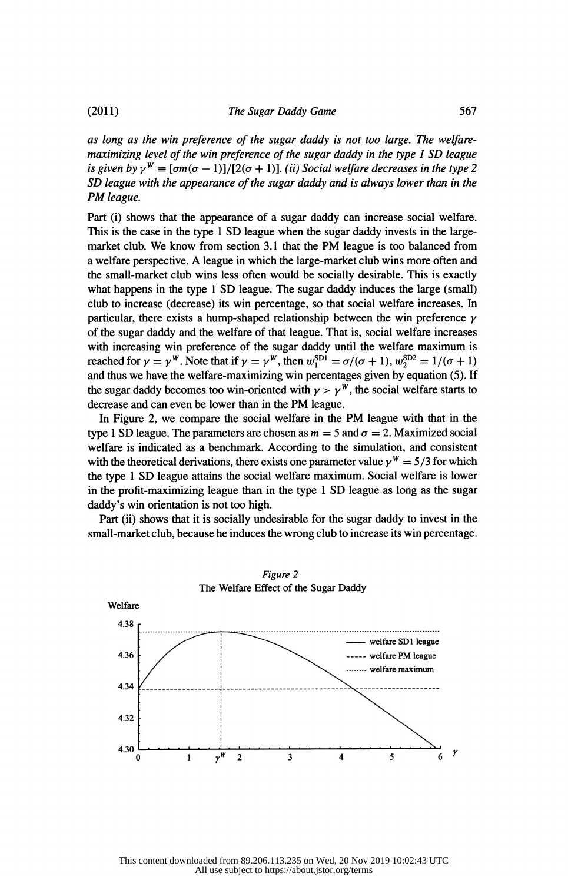*as long as the win preference of the sugar daddy is not too large. The welfare-maximizing level of the win preference of the sugar daddy in the type 1 SD league is given by* $\gamma^W \equiv [\sigma m(\sigma - 1)]/[2(\sigma + 1)]$. *(ii) Social welfare decreases in the type 2 SD league with the appearance of the sugar daddy and is always lower than in the PM league.*

Part (i) shows that the appearance of a sugar daddy can increase social welfare. This is the case in the type 1 SD league when the sugar daddy invests in the large-market club. We know from section 3.1 that the PM league is too balanced from a welfare perspective. A league in which the large-market club wins more often and the small-market club wins less often would be socially desirable. This is exactly what happens in the type 1 SD league. The sugar daddy induces the large (small) club to increase (decrease) its win percentage, so that social welfare increases. In particular, there exists a hump-shaped relationship between the win preference $\gamma$ of the sugar daddy and the welfare of that league. That is, social welfare increases with increasing win preference of the sugar daddy until the welfare maximum is reached for $\gamma = \gamma^W$. Note that if $\gamma = \gamma^W$, then $w_1^{SD1} = \sigma/(\sigma + 1)$, $w_2^{SD2} = 1/(\sigma + 1)$ and thus we have the welfare-maximizing win percentages given by equation (5). If the sugar daddy becomes too win-oriented with $\gamma > \gamma^W$, the social welfare starts to decrease and can even be lower than in the PM league.

In Figure 2, we compare the social welfare in the PM league with that in the type 1 SD league. The parameters are chosen as $m = 5$ and $\sigma = 2$. Maximized social welfare is indicated as a benchmark. According to the simulation, and consistent with the theoretical derivations, there exists one parameter value $\gamma^W = 5/3$ for which the type 1 SD league attains the social welfare maximum. Social welfare is lower in the profit-maximizing league than in the type 1 SD league as long as the sugar daddy's win orientation is not too high.

Part (ii) shows that it is socially undesirable for the sugar daddy to invest in the small-market club, because he induces the wrong club to increase its win percentage.

*Figure 2*
The Welfare Effect of the Sugar Daddy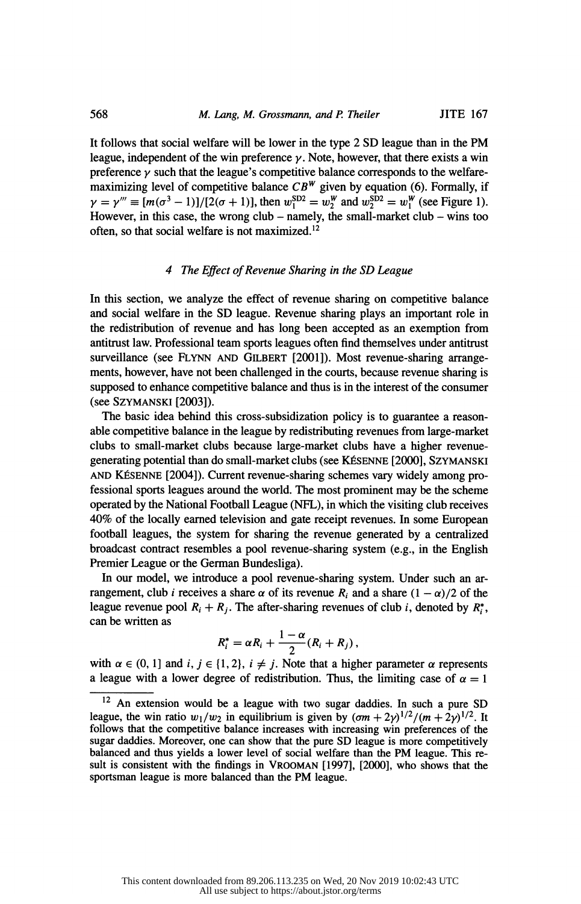It follows that social welfare will be lower in the type 2 SD league than in the PM league, independent of the win preference $\gamma$. Note, however, that there exists a win preference $\gamma$ such that the league's competitive balance corresponds to the welfare-maximizing level of competitive balance $CB^W$ given by equation (6). Formally, if $\gamma = \gamma''' \equiv [m(\sigma^3 - 1)]/[2(\sigma + 1)]$, then $w_1^{SD2} = w_2^W$ and $w_2^{SD2} = w_1^W$ (see Figure 1). However, in this case, the wrong club – namely, the small-market club – wins too often, so that social welfare is not maximized.[12]

## 4 The Effect of Revenue Sharing in the SD League

In this section, we analyze the effect of revenue sharing on competitive balance and social welfare in the SD league. Revenue sharing plays an important role in the redistribution of revenue and has long been accepted as an exemption from antitrust law. Professional team sports leagues often find themselves under antitrust surveillance (see FLYNN AND GILBERT [2001]). Most revenue-sharing arrangements, however, have not been challenged in the courts, because revenue sharing is supposed to enhance competitive balance and thus is in the interest of the consumer (see SZYMANSKI [2003]).

The basic idea behind this cross-subsidization policy is to guarantee a reasonable competitive balance in the league by redistributing revenues from large-market clubs to small-market clubs because large-market clubs have a higher revenue-generating potential than do small-market clubs (see KÉSENNE [2000], SZYMANSKI AND KÉSENNE [2004]). Current revenue-sharing schemes vary widely among professional sports leagues around the world. The most prominent may be the scheme operated by the National Football League (NFL), in which the visiting club receives 40% of the locally earned television and gate receipt revenues. In some European football leagues, the system for sharing the revenue generated by a centralized broadcast contract resembles a pool revenue-sharing system (e.g., in the English Premier League or the German Bundesliga).

In our model, we introduce a pool revenue-sharing system. Under such an arrangement, club $i$ receives a share $\alpha$ of its revenue $R_i$ and a share $(1 - \alpha)/2$ of the league revenue pool $R_i + R_j$. The after-sharing revenues of club $i$, denoted by $R_i^*$, can be written as

$$R_i^* = \alpha R_i + \frac{1-\alpha}{2}(R_i + R_j),$$

with $\alpha \in (0, 1]$ and $i, j \in \{1, 2\}$, $i \neq j$. Note that a higher parameter $\alpha$ represents a league with a lower degree of redistribution. Thus, the limiting case of $\alpha = 1$

[12] An extension would be a league with two sugar daddies. In such a pure SD league, the win ratio $w_1/w_2$ in equilibrium is given by $(\sigma m + 2\gamma)^{1/2}/(m + 2\gamma)^{1/2}$. It follows that the competitive balance increases with increasing win preferences of the sugar daddies. Moreover, one can show that the pure SD league is more competitively balanced and thus yields a lower level of social welfare than the PM league. This result is consistent with the findings in VROOMAN [1997], [2000], who shows that the sportsman league is more balanced than the PM league.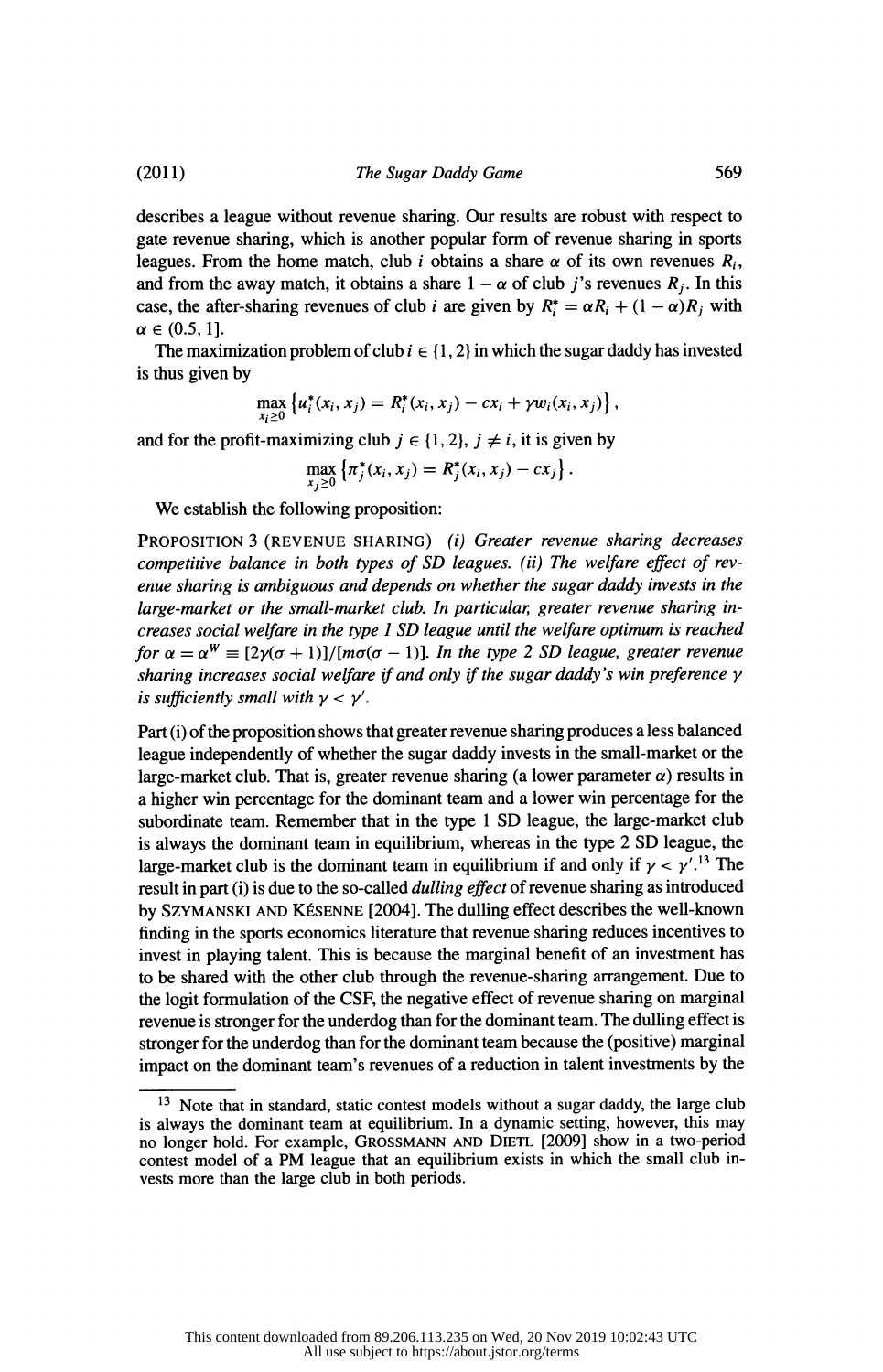describes a league without revenue sharing. Our results are robust with respect to gate revenue sharing, which is another popular form of revenue sharing in sports leagues. From the home match, club $i$ obtains a share $\alpha$ of its own revenues $R_i$, and from the away match, it obtains a share $1-\alpha$ of club $j$'s revenues $R_j$. In this case, the after-sharing revenues of club $i$ are given by $R_i^* = \alpha R_i + (1-\alpha)R_j$ with $\alpha \in (0.5, 1]$.

The maximization problem of club $i \in \{1, 2\}$ in which the sugar daddy has invested is thus given by

$$\max_{x_i \geq 0} \left\{ u_i^*(x_i, x_j) = R_i^*(x_i, x_j) - cx_i + \gamma w_i(x_i, x_j) \right\},$$

and for the profit-maximizing club $j \in \{1, 2\}$, $j \neq i$, it is given by

$$\max_{x_j \geq 0} \left\{ \pi_j^*(x_i, x_j) = R_j^*(x_i, x_j) - cx_j \right\}.$$

We establish the following proposition:

PROPOSITION 3 (REVENUE SHARING) *(i) Greater revenue sharing decreases competitive balance in both types of SD leagues. (ii) The welfare effect of revenue sharing is ambiguous and depends on whether the sugar daddy invests in the large-market or the small-market club. In particular, greater revenue sharing increases social welfare in the type 1 SD league until the welfare optimum is reached for* $\alpha = \alpha^W \equiv [2\gamma(\sigma+1)]/[m\sigma(\sigma-1)]$. *In the type 2 SD league, greater revenue sharing increases social welfare if and only if the sugar daddy's win preference* $\gamma$ *is sufficiently small with* $\gamma < \gamma'$.

Part (i) of the proposition shows that greater revenue sharing produces a less balanced league independently of whether the sugar daddy invests in the small-market or the large-market club. That is, greater revenue sharing (a lower parameter $\alpha$) results in a higher win percentage for the dominant team and a lower win percentage for the subordinate team. Remember that in the type 1 SD league, the large-market club is always the dominant team in equilibrium, whereas in the type 2 SD league, the large-market club is the dominant team in equilibrium if and only if $\gamma < \gamma'$.[13] The result in part (i) is due to the so-called *dulling effect* of revenue sharing as introduced by SZYMANSKI AND KÉSENNE [2004]. The dulling effect describes the well-known finding in the sports economics literature that revenue sharing reduces incentives to invest in playing talent. This is because the marginal benefit of an investment has to be shared with the other club through the revenue-sharing arrangement. Due to the logit formulation of the CSF, the negative effect of revenue sharing on marginal revenue is stronger for the underdog than for the dominant team. The dulling effect is stronger for the underdog than for the dominant team because the (positive) marginal impact on the dominant team's revenues of a reduction in talent investments by the

---

[13] Note that in standard, static contest models without a sugar daddy, the large club is always the dominant team at equilibrium. In a dynamic setting, however, this may no longer hold. For example, GROSSMANN AND DIETL [2009] show in a two-period contest model of a PM league that an equilibrium exists in which the small club invests more than the large club in both periods.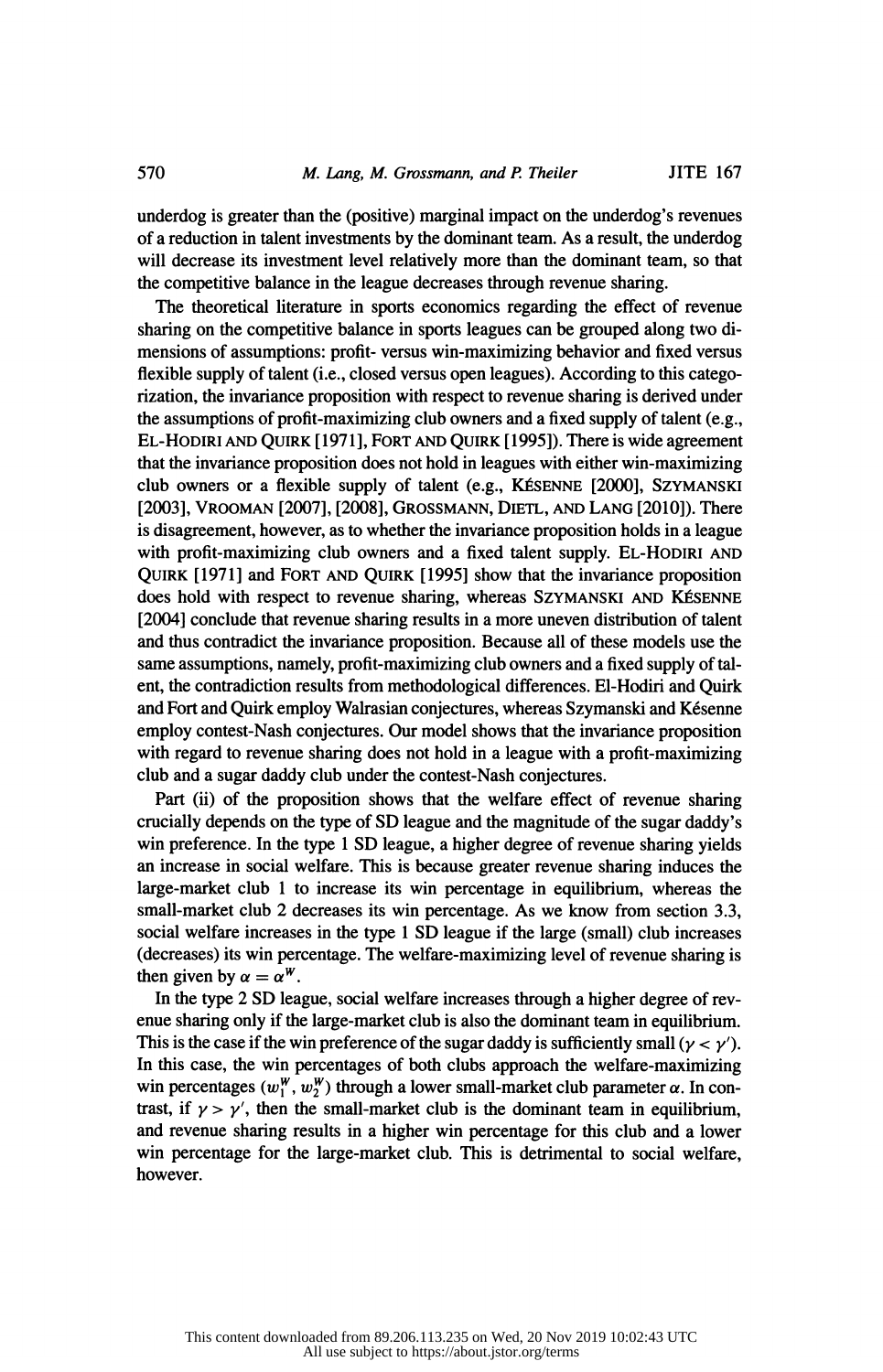underdog is greater than the (positive) marginal impact on the underdog's revenues of a reduction in talent investments by the dominant team. As a result, the underdog will decrease its investment level relatively more than the dominant team, so that the competitive balance in the league decreases through revenue sharing.

The theoretical literature in sports economics regarding the effect of revenue sharing on the competitive balance in sports leagues can be grouped along two dimensions of assumptions: profit- versus win-maximizing behavior and fixed versus flexible supply of talent (i.e., closed versus open leagues). According to this categorization, the invariance proposition with respect to revenue sharing is derived under the assumptions of profit-maximizing club owners and a fixed supply of talent (e.g., El-Hodiri and Quirk [1971], Fort and Quirk [1995]). There is wide agreement that the invariance proposition does not hold in leagues with either win-maximizing club owners or a flexible supply of talent (e.g., Késenne [2000], Szymanski [2003], Vrooman [2007], [2008], Grossmann, Dietl, and Lang [2010]). There is disagreement, however, as to whether the invariance proposition holds in a league with profit-maximizing club owners and a fixed talent supply. El-Hodiri and Quirk [1971] and Fort and Quirk [1995] show that the invariance proposition does hold with respect to revenue sharing, whereas Szymanski and Késenne [2004] conclude that revenue sharing results in a more uneven distribution of talent and thus contradict the invariance proposition. Because all of these models use the same assumptions, namely, profit-maximizing club owners and a fixed supply of talent, the contradiction results from methodological differences. El-Hodiri and Quirk and Fort and Quirk employ Walrasian conjectures, whereas Szymanski and Késenne employ contest-Nash conjectures. Our model shows that the invariance proposition with regard to revenue sharing does not hold in a league with a profit-maximizing club and a sugar daddy club under the contest-Nash conjectures.

Part (ii) of the proposition shows that the welfare effect of revenue sharing crucially depends on the type of SD league and the magnitude of the sugar daddy's win preference. In the type 1 SD league, a higher degree of revenue sharing yields an increase in social welfare. This is because greater revenue sharing induces the large-market club 1 to increase its win percentage in equilibrium, whereas the small-market club 2 decreases its win percentage. As we know from section 3.3, social welfare increases in the type 1 SD league if the large (small) club increases (decreases) its win percentage. The welfare-maximizing level of revenue sharing is then given by $\alpha = \alpha^W$.

In the type 2 SD league, social welfare increases through a higher degree of revenue sharing only if the large-market club is also the dominant team in equilibrium. This is the case if the win preference of the sugar daddy is sufficiently small ($\gamma < \gamma'$). In this case, the win percentages of both clubs approach the welfare-maximizing win percentages $(w_1^W, w_2^W)$ through a lower small-market club parameter $\alpha$. In contrast, if $\gamma > \gamma'$, then the small-market club is the dominant team in equilibrium, and revenue sharing results in a higher win percentage for this club and a lower win percentage for the large-market club. This is detrimental to social welfare, however.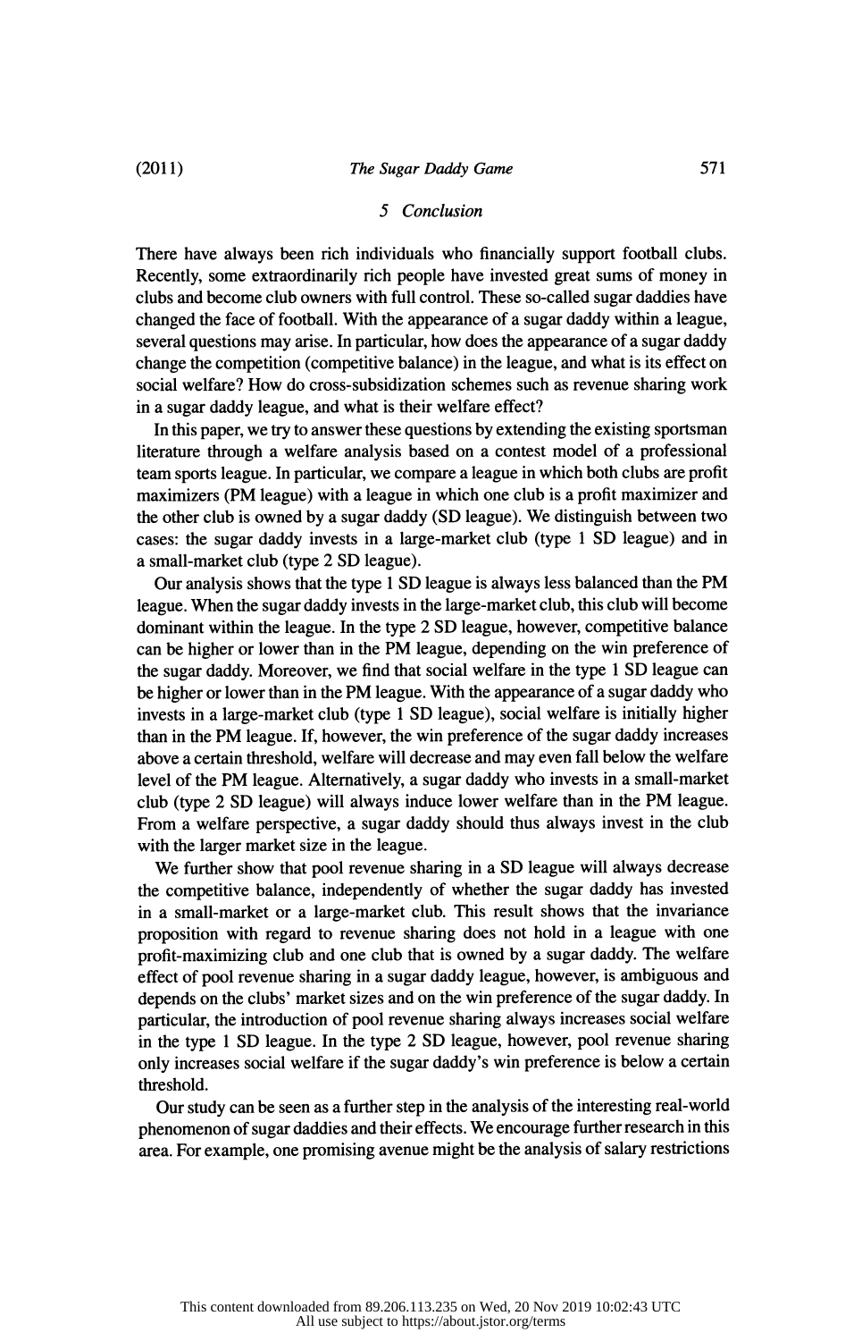## 5 Conclusion

There have always been rich individuals who financially support football clubs. Recently, some extraordinarily rich people have invested great sums of money in clubs and become club owners with full control. These so-called sugar daddies have changed the face of football. With the appearance of a sugar daddy within a league, several questions may arise. In particular, how does the appearance of a sugar daddy change the competition (competitive balance) in the league, and what is its effect on social welfare? How do cross-subsidization schemes such as revenue sharing work in a sugar daddy league, and what is their welfare effect?

In this paper, we try to answer these questions by extending the existing sportsman literature through a welfare analysis based on a contest model of a professional team sports league. In particular, we compare a league in which both clubs are profit maximizers (PM league) with a league in which one club is a profit maximizer and the other club is owned by a sugar daddy (SD league). We distinguish between two cases: the sugar daddy invests in a large-market club (type 1 SD league) and in a small-market club (type 2 SD league).

Our analysis shows that the type 1 SD league is always less balanced than the PM league. When the sugar daddy invests in the large-market club, this club will become dominant within the league. In the type 2 SD league, however, competitive balance can be higher or lower than in the PM league, depending on the win preference of the sugar daddy. Moreover, we find that social welfare in the type 1 SD league can be higher or lower than in the PM league. With the appearance of a sugar daddy who invests in a large-market club (type 1 SD league), social welfare is initially higher than in the PM league. If, however, the win preference of the sugar daddy increases above a certain threshold, welfare will decrease and may even fall below the welfare level of the PM league. Alternatively, a sugar daddy who invests in a small-market club (type 2 SD league) will always induce lower welfare than in the PM league. From a welfare perspective, a sugar daddy should thus always invest in the club with the larger market size in the league.

We further show that pool revenue sharing in a SD league will always decrease the competitive balance, independently of whether the sugar daddy has invested in a small-market or a large-market club. This result shows that the invariance proposition with regard to revenue sharing does not hold in a league with one profit-maximizing club and one club that is owned by a sugar daddy. The welfare effect of pool revenue sharing in a sugar daddy league, however, is ambiguous and depends on the clubs' market sizes and on the win preference of the sugar daddy. In particular, the introduction of pool revenue sharing always increases social welfare in the type 1 SD league. In the type 2 SD league, however, pool revenue sharing only increases social welfare if the sugar daddy's win preference is below a certain threshold.

Our study can be seen as a further step in the analysis of the interesting real-world phenomenon of sugar daddies and their effects. We encourage further research in this area. For example, one promising avenue might be the analysis of salary restrictions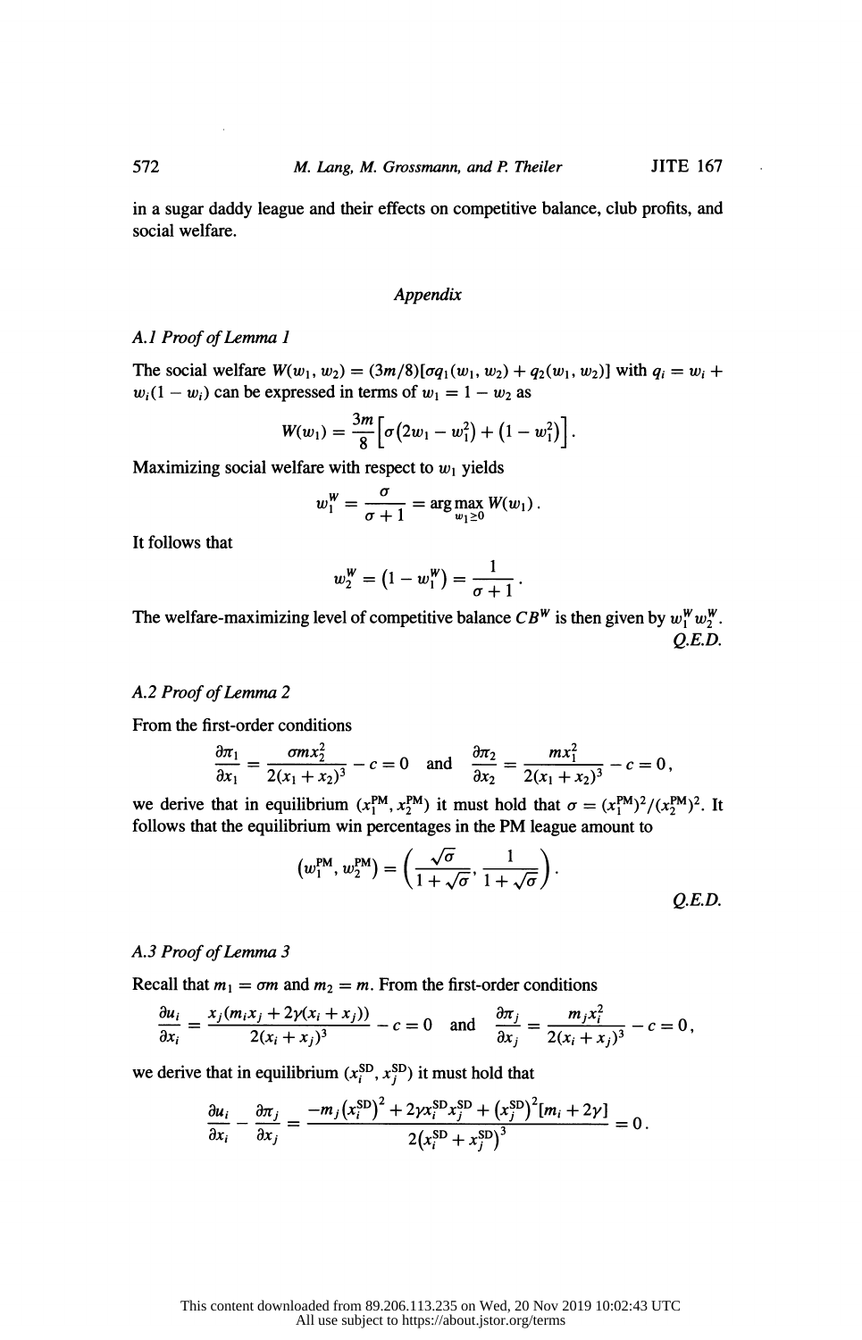in a sugar daddy league and their effects on competitive balance, club profits, and social welfare.

## *Appendix*

### *A.1 Proof of Lemma 1*

The social welfare $W(w_1, w_2) = (3m/8)[\sigma q_1(w_1, w_2) + q_2(w_1, w_2)]$ with $q_i = w_i + w_i(1 - w_i)$ can be expressed in terms of $w_1 = 1 - w_2$ as

$$W(w_1) = \frac{3m}{8}\left[\sigma\left(2w_1 - w_1^2\right) + \left(1 - w_1^2\right)\right].$$

Maximizing social welfare with respect to $w_1$ yields

$$w_1^W = \frac{\sigma}{\sigma + 1} = \arg\max_{w_1 \geq 0} W(w_1).$$

It follows that

$$w_2^W = \left(1 - w_1^W\right) = \frac{1}{\sigma + 1}.$$

The welfare-maximizing level of competitive balance $CB^W$ is then given by $w_1^W w_2^W$.

Q.E.D.

### *A.2 Proof of Lemma 2*

From the first-order conditions

$$\frac{\partial \pi_1}{\partial x_1} = \frac{\sigma m x_2^2}{2(x_1 + x_2)^3} - c = 0 \quad \text{and} \quad \frac{\partial \pi_2}{\partial x_2} = \frac{m x_1^2}{2(x_1 + x_2)^3} - c = 0,$$

we derive that in equilibrium $(x_1^{\text{PM}}, x_2^{\text{PM}})$ it must hold that $\sigma = (x_1^{\text{PM}})^2/(x_2^{\text{PM}})^2$. It follows that the equilibrium win percentages in the PM league amount to

$$\left(w_1^{\text{PM}}, w_2^{\text{PM}}\right) = \left(\frac{\sqrt{\sigma}}{1 + \sqrt{\sigma}}, \frac{1}{1 + \sqrt{\sigma}}\right).$$

Q.E.D.

### *A.3 Proof of Lemma 3*

Recall that $m_1 = \sigma m$ and $m_2 = m$. From the first-order conditions

$$\frac{\partial u_i}{\partial x_i} = \frac{x_j(m_i x_j + 2\gamma(x_i + x_j))}{2(x_i + x_j)^3} - c = 0 \quad \text{and} \quad \frac{\partial \pi_j}{\partial x_j} = \frac{m_j x_i^2}{2(x_i + x_j)^3} - c = 0,$$

we derive that in equilibrium $(x_i^{\text{SD}}, x_j^{\text{SD}})$ it must hold that

$$\frac{\partial u_i}{\partial x_i} - \frac{\partial \pi_j}{\partial x_j} = \frac{-m_j\left(x_i^{\text{SD}}\right)^2 + 2\gamma x_i^{\text{SD}} x_j^{\text{SD}} + \left(x_j^{\text{SD}}\right)^2[m_i + 2\gamma]}{2\left(x_i^{\text{SD}} + x_j^{\text{SD}}\right)^3} = 0.$$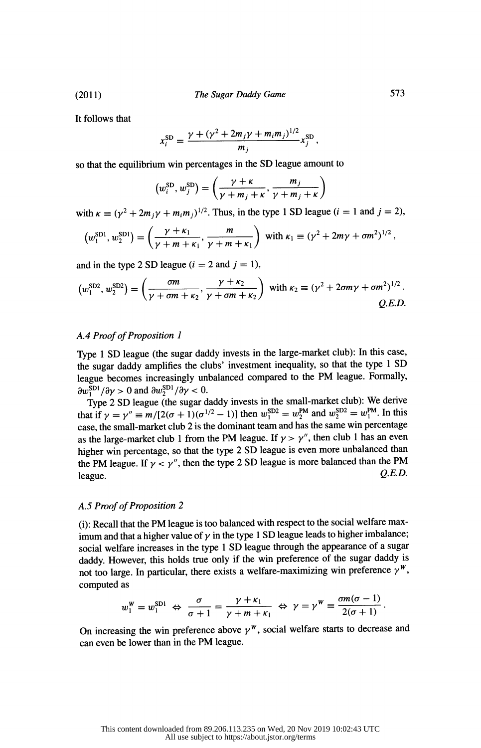It follows that

$$x_i^{\rm SD} = \frac{\gamma + (\gamma^2 + 2m_j\gamma + m_i m_j)^{1/2}}{m_j} x_j^{\rm SD},$$

so that the equilibrium win percentages in the SD league amount to

$$\left(w_i^{\rm SD}, w_j^{\rm SD}\right) = \left(\frac{\gamma + \kappa}{\gamma + m_j + \kappa}, \frac{m_j}{\gamma + m_j + \kappa}\right)$$

with $\kappa \equiv (\gamma^2 + 2m_j\gamma + m_i m_j)^{1/2}$. Thus, in the type 1 SD league ($i = 1$ and $j = 2$),

$$\left(w_1^{\rm SD1}, w_2^{\rm SD1}\right) = \left(\frac{\gamma + \kappa_1}{\gamma + m + \kappa_1}, \frac{m}{\gamma + m + \kappa_1}\right) \text{ with } \kappa_1 \equiv (\gamma^2 + 2m\gamma + \sigma m^2)^{1/2},$$

and in the type 2 SD league ($i = 2$ and $j = 1$),

$$\left(w_1^{\rm SD2}, w_2^{\rm SD2}\right) = \left(\frac{\sigma m}{\gamma + \sigma m + \kappa_2}, \frac{\gamma + \kappa_2}{\gamma + \sigma m + \kappa_2}\right) \text{ with } \kappa_2 \equiv (\gamma^2 + 2\sigma m\gamma + \sigma m^2)^{1/2}.$$

*Q.E.D.*

### A.4 *Proof of Proposition 1*

Type 1 SD league (the sugar daddy invests in the large-market club): In this case, the sugar daddy amplifies the clubs' investment inequality, so that the type 1 SD league becomes increasingly unbalanced compared to the PM league. Formally, $\partial w_1^{\rm SD1}/\partial\gamma > 0$ and $\partial w_2^{\rm SD1}/\partial\gamma < 0$.

Type 2 SD league (the sugar daddy invests in the small-market club): We derive that if $\gamma = \gamma'' \equiv m/[2(\sigma + 1)(\sigma^{1/2} - 1)]$ then $w_1^{\rm SD2} = w_2^{\rm PM}$ and $w_2^{\rm SD2} = w_1^{\rm PM}$. In this case, the small-market club 2 is the dominant team and has the same win percentage as the large-market club 1 from the PM league. If $\gamma > \gamma''$, then club 1 has an even higher win percentage, so that the type 2 SD league is even more unbalanced than the PM league. If $\gamma < \gamma''$, then the type 2 SD league is more balanced than the PM league. *Q.E.D.*

### A.5 *Proof of Proposition 2*

(i): Recall that the PM league is too balanced with respect to the social welfare maximum and that a higher value of $\gamma$ in the type 1 SD league leads to higher imbalance; social welfare increases in the type 1 SD league through the appearance of a sugar daddy. However, this holds true only if the win preference of the sugar daddy is not too large. In particular, there exists a welfare-maximizing win preference $\gamma^W$, computed as

$$w_1^W = w_1^{\rm SD1} \Leftrightarrow \frac{\sigma}{\sigma + 1} = \frac{\gamma + \kappa_1}{\gamma + m + \kappa_1} \Leftrightarrow \gamma = \gamma^W \equiv \frac{\sigma m(\sigma - 1)}{2(\sigma + 1)}.$$

On increasing the win preference above $\gamma^W$, social welfare starts to decrease and can even be lower than in the PM league.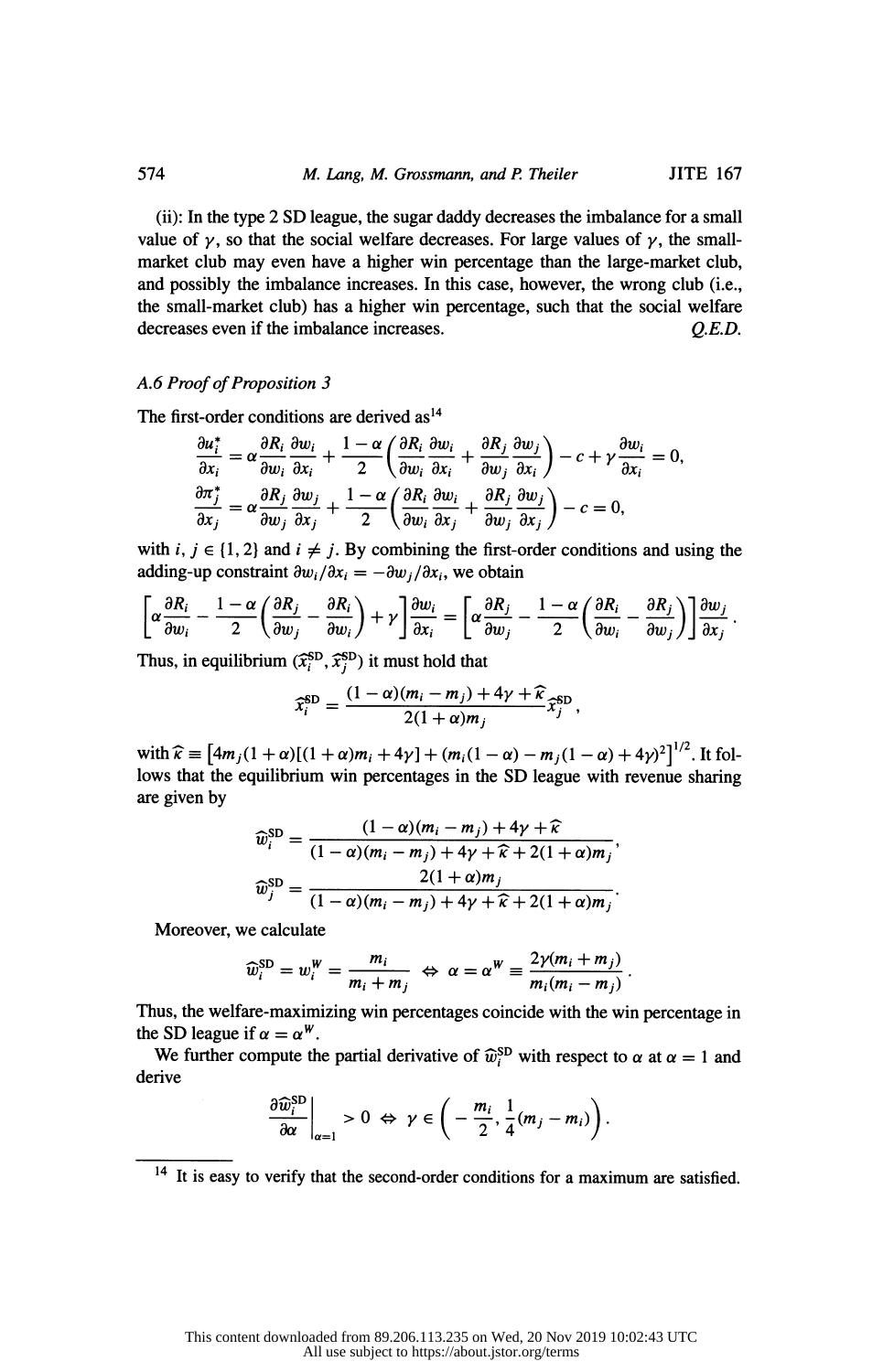(ii): In the type 2 SD league, the sugar daddy decreases the imbalance for a small value of $\gamma$, so that the social welfare decreases. For large values of $\gamma$, the small-market club may even have a higher win percentage than the large-market club, and possibly the imbalance increases. In this case, however, the wrong club (i.e., the small-market club) has a higher win percentage, such that the social welfare decreases even if the imbalance increases. *Q.E.D.*

### A.6 Proof of Proposition 3

The first-order conditions are derived as[14]

$$\frac{\partial u_i^*}{\partial x_i} = \alpha \frac{\partial R_i}{\partial w_i}\frac{\partial w_i}{\partial x_i} + \frac{1-\alpha}{2}\left(\frac{\partial R_i}{\partial w_i}\frac{\partial w_i}{\partial x_i} + \frac{\partial R_j}{\partial w_j}\frac{\partial w_j}{\partial x_i}\right) - c + \gamma \frac{\partial w_i}{\partial x_i} = 0,$$

$$\frac{\partial \pi_j^*}{\partial x_j} = \alpha \frac{\partial R_j}{\partial w_j}\frac{\partial w_j}{\partial x_j} + \frac{1-\alpha}{2}\left(\frac{\partial R_i}{\partial w_i}\frac{\partial w_i}{\partial x_j} + \frac{\partial R_j}{\partial w_j}\frac{\partial w_j}{\partial x_j}\right) - c = 0,$$

with $i, j \in \{1, 2\}$ and $i \neq j$. By combining the first-order conditions and using the adding-up constraint $\partial w_i / \partial x_i = -\partial w_j / \partial x_i$, we obtain

$$\left[\alpha \frac{\partial R_i}{\partial w_i} - \frac{1-\alpha}{2}\left(\frac{\partial R_j}{\partial w_j} - \frac{\partial R_i}{\partial w_i}\right) + \gamma\right]\frac{\partial w_i}{\partial x_i} = \left[\alpha \frac{\partial R_j}{\partial w_j} - \frac{1-\alpha}{2}\left(\frac{\partial R_i}{\partial w_i} - \frac{\partial R_j}{\partial w_j}\right)\right]\frac{\partial w_j}{\partial x_j}.$$

Thus, in equilibrium $(\widehat{x}_i^{\mathrm{SD}}, \widehat{x}_j^{\mathrm{SD}})$ it must hold that

$$\widehat{x}_i^{\mathrm{SD}} = \frac{(1-\alpha)(m_i - m_j) + 4\gamma + \widehat{\kappa}}{2(1+\alpha)m_j}\widehat{x}_j^{\mathrm{SD}},$$

with $\widehat{\kappa} \equiv \left[4m_j(1+\alpha)[(1+\alpha)m_i + 4\gamma] + (m_i(1-\alpha) - m_j(1-\alpha) + 4\gamma)^2\right]^{1/2}$. It follows that the equilibrium win percentages in the SD league with revenue sharing are given by

$$\widehat{w}_i^{\mathrm{SD}} = \frac{(1-\alpha)(m_i - m_j) + 4\gamma + \widehat{\kappa}}{(1-\alpha)(m_i - m_j) + 4\gamma + \widehat{\kappa} + 2(1+\alpha)m_j},$$

$$\widehat{w}_j^{\mathrm{SD}} = \frac{2(1+\alpha)m_j}{(1-\alpha)(m_i - m_j) + 4\gamma + \widehat{\kappa} + 2(1+\alpha)m_j}.$$

Moreover, we calculate

$$\widehat{w}_i^{\mathrm{SD}} = w_i^W = \frac{m_i}{m_i + m_j} \Leftrightarrow \alpha = \alpha^W \equiv \frac{2\gamma(m_i + m_j)}{m_i(m_i - m_j)}.$$

Thus, the welfare-maximizing win percentages coincide with the win percentage in the SD league if $\alpha = \alpha^W$.

We further compute the partial derivative of $\widehat{w}_i^{\mathrm{SD}}$ with respect to $\alpha$ at $\alpha = 1$ and derive

$$\left.\frac{\partial \widehat{w}_i^{\mathrm{SD}}}{\partial \alpha}\right|_{\alpha=1} > 0 \Leftrightarrow \gamma \in \left(-\frac{m_i}{2}, \frac{1}{4}(m_j - m_i)\right).$$

---

[14] It is easy to verify that the second-order conditions for a maximum are satisfied.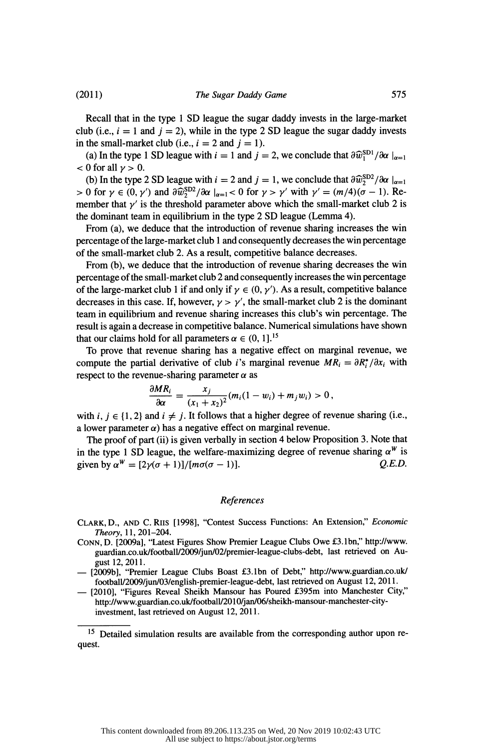Recall that in the type 1 SD league the sugar daddy invests in the large-market club (i.e., $i = 1$ and $j = 2$), while in the type 2 SD league the sugar daddy invests in the small-market club (i.e., $i = 2$ and $j = 1$).

(a) In the type 1 SD league with $i = 1$ and $j = 2$, we conclude that $\partial \widehat{w}_1^{SD1}/\partial \alpha \mid_{\alpha=1} < 0$ for all $\gamma > 0$.

(b) In the type 2 SD league with $i = 2$ and $j = 1$, we conclude that $\partial \widehat{w}_2^{SD2}/\partial \alpha \mid_{\alpha=1} > 0$ for $\gamma \in (0, \gamma')$ and $\partial \widehat{w}_2^{SD2}/\partial \alpha \mid_{\alpha=1} < 0$ for $\gamma > \gamma'$ with $\gamma' = (m/4)(\sigma - 1)$. Remember that $\gamma'$ is the threshold parameter above which the small-market club 2 is the dominant team in equilibrium in the type 2 SD league (Lemma 4).

From (a), we deduce that the introduction of revenue sharing increases the win percentage of the large-market club 1 and consequently decreases the win percentage of the small-market club 2. As a result, competitive balance decreases.

From (b), we deduce that the introduction of revenue sharing decreases the win percentage of the small-market club 2 and consequently increases the win percentage of the large-market club 1 if and only if $\gamma \in (0, \gamma')$. As a result, competitive balance decreases in this case. If, however, $\gamma > \gamma'$, the small-market club 2 is the dominant team in equilibrium and revenue sharing increases this club's win percentage. The result is again a decrease in competitive balance. Numerical simulations have shown that our claims hold for all parameters $\alpha \in (0, 1]$.[15]

To prove that revenue sharing has a negative effect on marginal revenue, we compute the partial derivative of club $i$'s marginal revenue $MR_i = \partial R_i^*/\partial x_i$ with respect to the revenue-sharing parameter $\alpha$ as

$$\frac{\partial MR_i}{\partial \alpha} = \frac{x_j}{(x_1 + x_2)^2}(m_i(1 - w_i) + m_j w_i) > 0\,,$$

with $i, j \in \{1, 2\}$ and $i \neq j$. It follows that a higher degree of revenue sharing (i.e., a lower parameter $\alpha$) has a negative effect on marginal revenue.

The proof of part (ii) is given verbally in section 4 below Proposition 3. Note that in the type 1 SD league, the welfare-maximizing degree of revenue sharing $\alpha^W$ is given by $\alpha^W = [2\gamma(\sigma + 1)]/[m\sigma(\sigma - 1)]$. *Q.E.D.*

## References

Clark, D., and C. Riis [1998], "Contest Success Functions: An Extension," *Economic Theory*, 11, 201–204.

Conn, D. [2009a], "Latest Figures Show Premier League Clubs Owe £3.1bn," http://www.guardian.co.uk/football/2009/jun/02/premier-league-clubs-debt, last retrieved on August 12, 2011.

— [2009b], "Premier League Clubs Boast £3.1bn of Debt," http://www.guardian.co.uk/football/2009/jun/03/english-premier-league-debt, last retrieved on August 12, 2011.

— [2010], "Figures Reveal Sheikh Mansour has Poured £395m into Manchester City," http://www.guardian.co.uk/football/2010/jan/06/sheikh-mansour-manchester-city-investment, last retrieved on August 12, 2011.

---

[15] Detailed simulation results are available from the corresponding author upon request.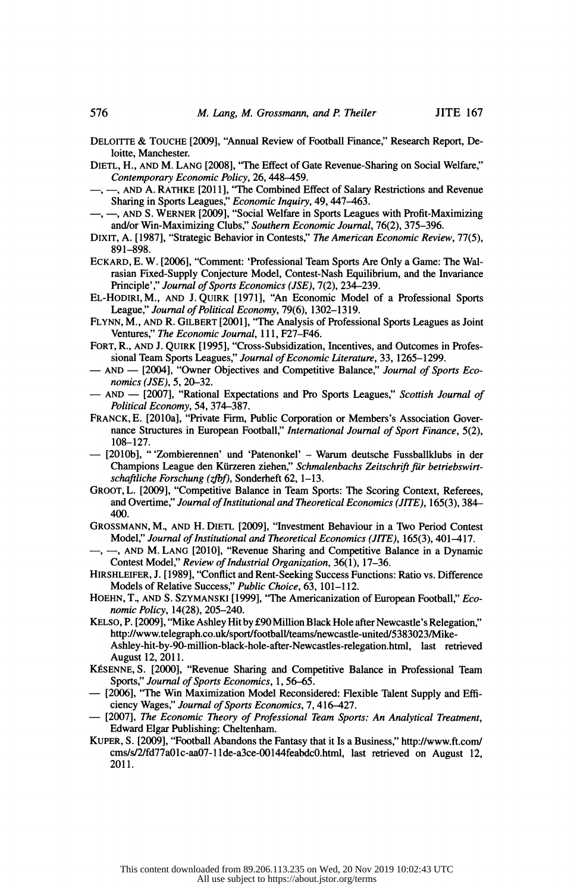DELOITTE & TOUCHE [2009], "Annual Review of Football Finance," Research Report, Deloitte, Manchester.

DIETL, H., AND M. LANG [2008], "The Effect of Gate Revenue-Sharing on Social Welfare," *Contemporary Economic Policy*, 26, 448–459.

—, —, AND A. RATHKE [2011], "The Combined Effect of Salary Restrictions and Revenue Sharing in Sports Leagues," *Economic Inquiry*, 49, 447–463.

—, —, AND S. WERNER [2009], "Social Welfare in Sports Leagues with Profit-Maximizing and/or Win-Maximizing Clubs," *Southern Economic Journal*, 76(2), 375–396.

DIXIT, A. [1987], "Strategic Behavior in Contests," *The American Economic Review*, 77(5), 891–898.

ECKARD, E. W. [2006], "Comment: 'Professional Team Sports Are Only a Game: The Walrasian Fixed-Supply Conjecture Model, Contest-Nash Equilibrium, and the Invariance Principle'," *Journal of Sports Economics (JSE)*, 7(2), 234–239.

EL-HODIRI, M., AND J. QUIRK [1971], "An Economic Model of a Professional Sports League," *Journal of Political Economy*, 79(6), 1302–1319.

FLYNN, M., AND R. GILBERT [2001], "The Analysis of Professional Sports Leagues as Joint Ventures," *The Economic Journal*, 111, F27–F46.

FORT, R., AND J. QUIRK [1995], "Cross-Subsidization, Incentives, and Outcomes in Professional Team Sports Leagues," *Journal of Economic Literature*, 33, 1265–1299.

— AND — [2004], "Owner Objectives and Competitive Balance," *Journal of Sports Economics (JSE)*, 5, 20–32.

— AND — [2007], "Rational Expectations and Pro Sports Leagues," *Scottish Journal of Political Economy*, 54, 374–387.

FRANCK, E. [2010a], "Private Firm, Public Corporation or Members's Association Governance Structures in European Football," *International Journal of Sport Finance*, 5(2), 108–127.

— [2010b], " 'Zombierennen' und 'Patenonkel' – Warum deutsche Fussballklubs in der Champions League den Kürzeren ziehen," *Schmalenbachs Zeitschrift für betriebswirtschaftliche Forschung (zfbf)*, Sonderheft 62, 1–13.

GROOT, L. [2009], "Competitive Balance in Team Sports: The Scoring Context, Referees, and Overtime," *Journal of Institutional and Theoretical Economics (JITE)*, 165(3), 384–400.

GROSSMANN, M., AND H. DIETL [2009], "Investment Behaviour in a Two Period Contest Model," *Journal of Institutional and Theoretical Economics (JITE)*, 165(3), 401–417.

—, —, AND M. LANG [2010], "Revenue Sharing and Competitive Balance in a Dynamic Contest Model," *Review of Industrial Organization*, 36(1), 17–36.

HIRSHLEIFER, J. [1989], "Conflict and Rent-Seeking Success Functions: Ratio vs. Difference Models of Relative Success," *Public Choice*, 63, 101–112.

HOEHN, T., AND S. SZYMANSKI [1999], "The Americanization of European Football," *Economic Policy*, 14(28), 205–240.

KELSO, P. [2009], "Mike Ashley Hit by £90 Million Black Hole after Newcastle's Relegation," http://www.telegraph.co.uk/sport/football/teams/newcastle-united/5383023/Mike-Ashley-hit-by-90-million-black-hole-after-Newcastles-relegation.html, last retrieved August 12, 2011.

KÉSENNE, S. [2000], "Revenue Sharing and Competitive Balance in Professional Team Sports," *Journal of Sports Economics*, 1, 56–65.

— [2006], "The Win Maximization Model Reconsidered: Flexible Talent Supply and Efficiency Wages," *Journal of Sports Economics*, 7, 416–427.

— [2007], *The Economic Theory of Professional Team Sports: An Analytical Treatment*, Edward Elgar Publishing: Cheltenham.

KUPER, S. [2009], "Football Abandons the Fantasy that it Is a Business," http://www.ft.com/cms/s/2/fd77a01c-aa07-11de-a3ce-00144feabdc0.html, last retrieved on August 12, 2011.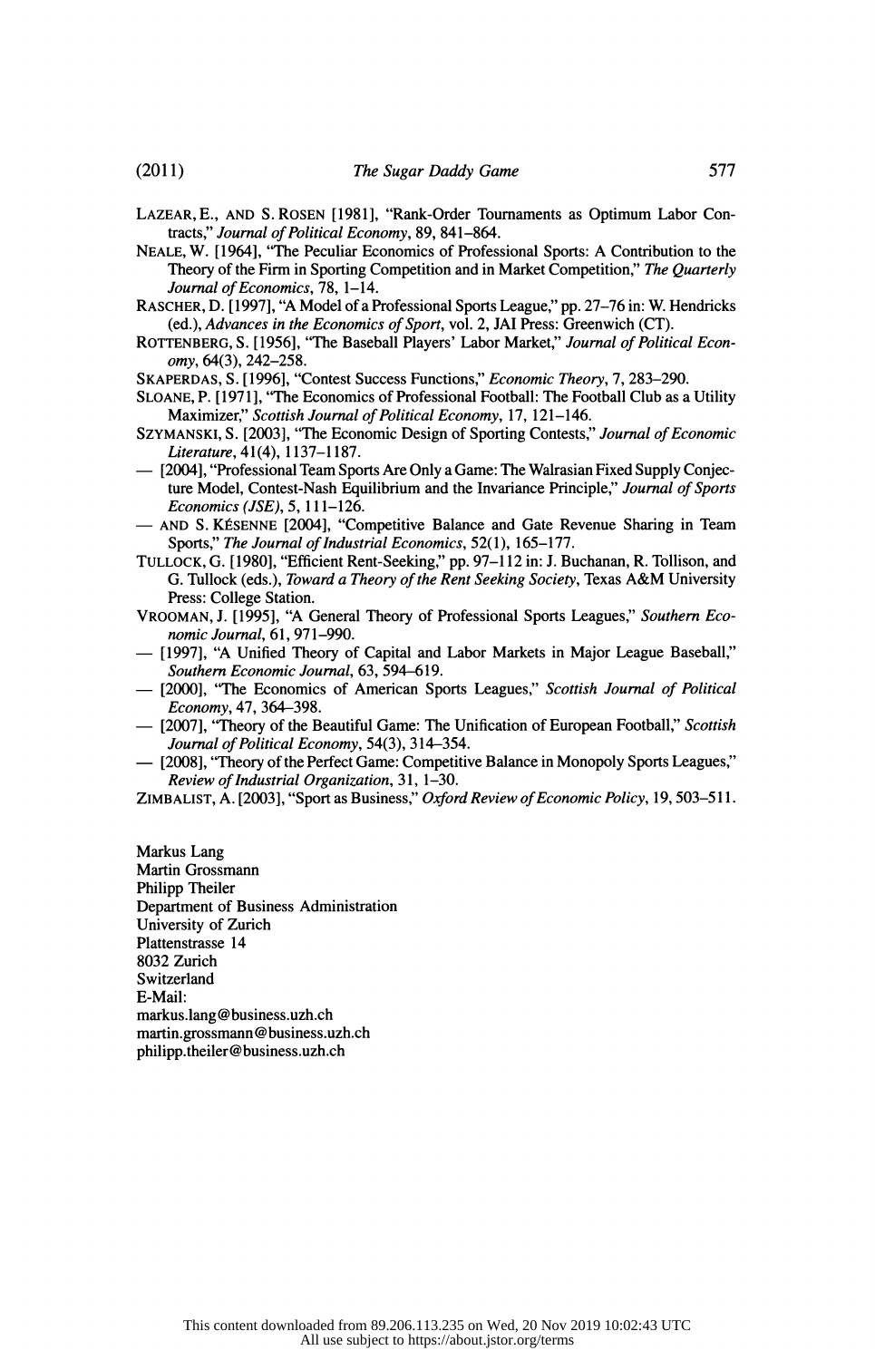LAZEAR, E., AND S. ROSEN [1981], "Rank-Order Tournaments as Optimum Labor Contracts," *Journal of Political Economy*, 89, 841–864.

NEALE, W. [1964], "The Peculiar Economics of Professional Sports: A Contribution to the Theory of the Firm in Sporting Competition and in Market Competition," *The Quarterly Journal of Economics*, 78, 1–14.

RASCHER, D. [1997], "A Model of a Professional Sports League," pp. 27–76 in: W. Hendricks (ed.), *Advances in the Economics of Sport*, vol. 2, JAI Press: Greenwich (CT).

ROTTENBERG, S. [1956], "The Baseball Players' Labor Market," *Journal of Political Economy*, 64(3), 242–258.

SKAPERDAS, S. [1996], "Contest Success Functions," *Economic Theory*, 7, 283–290.

SLOANE, P. [1971], "The Economics of Professional Football: The Football Club as a Utility Maximizer," *Scottish Journal of Political Economy*, 17, 121–146.

SZYMANSKI, S. [2003], "The Economic Design of Sporting Contests," *Journal of Economic Literature*, 41(4), 1137–1187.

— [2004], "Professional Team Sports Are Only a Game: The Walrasian Fixed Supply Conjecture Model, Contest-Nash Equilibrium and the Invariance Principle," *Journal of Sports Economics (JSE)*, 5, 111–126.

— AND S. KÉSENNE [2004], "Competitive Balance and Gate Revenue Sharing in Team Sports," *The Journal of Industrial Economics*, 52(1), 165–177.

TULLOCK, G. [1980], "Efficient Rent-Seeking," pp. 97–112 in: J. Buchanan, R. Tollison, and G. Tullock (eds.), *Toward a Theory of the Rent Seeking Society*, Texas A&M University Press: College Station.

VROOMAN, J. [1995], "A General Theory of Professional Sports Leagues," *Southern Economic Journal*, 61, 971–990.

— [1997], "A Unified Theory of Capital and Labor Markets in Major League Baseball," *Southern Economic Journal*, 63, 594–619.

— [2000], "The Economics of American Sports Leagues," *Scottish Journal of Political Economy*, 47, 364–398.

— [2007], "Theory of the Beautiful Game: The Unification of European Football," *Scottish Journal of Political Economy*, 54(3), 314–354.

— [2008], "Theory of the Perfect Game: Competitive Balance in Monopoly Sports Leagues," *Review of Industrial Organization*, 31, 1–30.

ZIMBALIST, A. [2003], "Sport as Business," *Oxford Review of Economic Policy*, 19, 503–511.

Markus Lang
Martin Grossmann
Philipp Theiler
Department of Business Administration
University of Zurich
Plattenstrasse 14
8032 Zurich
Switzerland
E-Mail:
markus.lang@business.uzh.ch
martin.grossmann@business.uzh.ch
philipp.theiler@business.uzh.ch